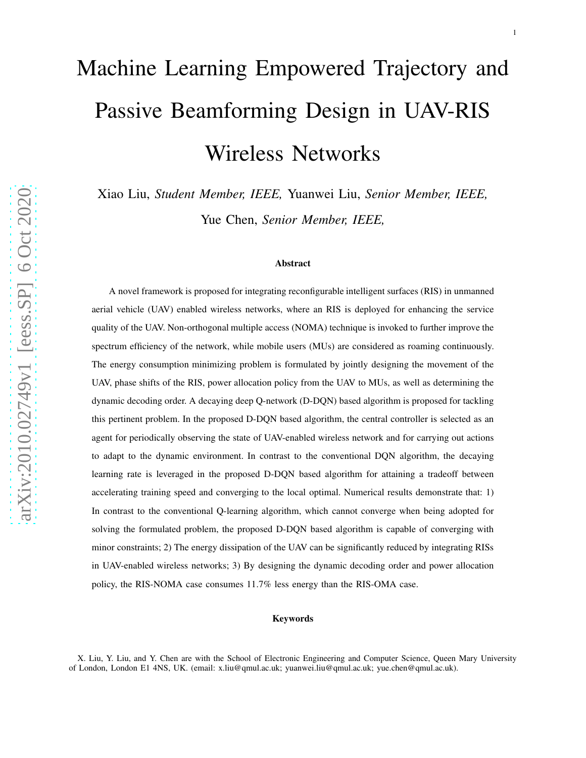# Machine Learning Empowered Trajectory and Passive Beamforming Design in UAV-RIS Wireless Networks

Xiao Liu, *Student Member, IEEE,* Yuanwei Liu, *Senior Member, IEEE,* Yue Chen, *Senior Member, IEEE,*

## Abstract

A novel framework is proposed for integrating reconfigurable intelligent surfaces (RIS) in unmanned aerial vehicle (UAV) enabled wireless networks, where an RIS is deployed for enhancing the service quality of the UAV. Non-orthogonal multiple access (NOMA) technique is invoked to further improve the spectrum efficiency of the network, while mobile users (MUs) are considered as roaming continuously. The energy consumption minimizing problem is formulated by jointly designing the movement of the UAV, phase shifts of the RIS, power allocation policy from the UAV to MUs, as well as determining the dynamic decoding order. A decaying deep Q-network (D-DQN) based algorithm is proposed for tackling this pertinent problem. In the proposed D-DQN based algorithm, the central controller is selected as an agent for periodically observing the state of UAV-enabled wireless network and for carrying out actions to adapt to the dynamic environment. In contrast to the conventional DQN algorithm, the decaying learning rate is leveraged in the proposed D-DQN based algorithm for attaining a tradeoff between accelerating training speed and converging to the local optimal. Numerical results demonstrate that: 1) In contrast to the conventional Q-learning algorithm, which cannot converge when being adopted for solving the formulated problem, the proposed D-DQN based algorithm is capable of converging with minor constraints; 2) The energy dissipation of the UAV can be significantly reduced by integrating RISs in UAV-enabled wireless networks; 3) By designing the dynamic decoding order and power allocation policy, the RIS-NOMA case consumes 11.7% less energy than the RIS-OMA case.

## Keywords

X. Liu, Y. Liu, and Y. Chen are with the School of Electronic Engineering and Computer Science, Queen Mary University of London, London E1 4NS, UK. (email: x.liu@qmul.ac.uk; yuanwei.liu@qmul.ac.uk; yue.chen@qmul.ac.uk).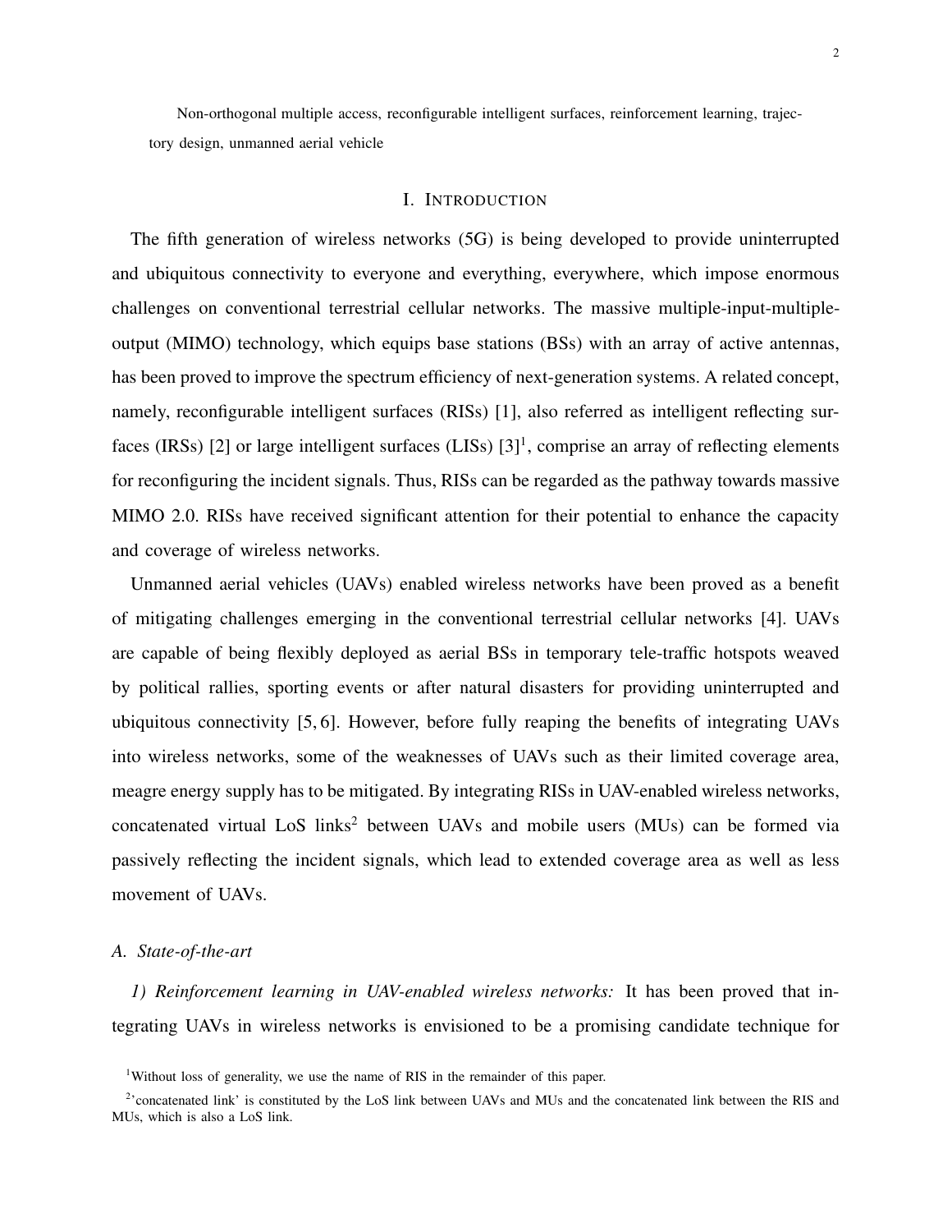Non-orthogonal multiple access, reconfigurable intelligent surfaces, reinforcement learning, trajectory design, unmanned aerial vehicle

# I. Introduction

The fifth generation of wireless networks (5G) is being developed to provide uninterrupted and ubiquitous connectivity to everyone and everything, everywhere, which impose enormous challenges on conventional terrestrial cellular networks. The massive multiple-input-multiple-output (MIMO) technology, which equips base stations (BSs) with an array of active antennas, has been proved to improve the spectrum efficiency of next-generation systems. A related concept, namely, reconfigurable intelligent surfaces (RISs) [1], also referred as intelligent reflecting surfaces (IRSs) [2] or large intelligent surfaces (LISs) [3][1], comprise an array of reflecting elements for reconfiguring the incident signals. Thus, RISs can be regarded as the pathway towards massive MIMO 2.0. RISs have received significant attention for their potential to enhance the capacity and coverage of wireless networks.

Unmanned aerial vehicles (UAVs) enabled wireless networks have been proved as a benefit of mitigating challenges emerging in the conventional terrestrial cellular networks [4]. UAVs are capable of being flexibly deployed as aerial BSs in temporary tele-traffic hotspots weaved by political rallies, sporting events or after natural disasters for providing uninterrupted and ubiquitous connectivity [5, 6]. However, before fully reaping the benefits of integrating UAVs into wireless networks, some of the weaknesses of UAVs such as their limited coverage area, meagre energy supply has to be mitigated. By integrating RISs in UAV-enabled wireless networks, concatenated virtual LoS links[2] between UAVs and mobile users (MUs) can be formed via passively reflecting the incident signals, which lead to extended coverage area as well as less movement of UAVs.

## A. State-of-the-art

*1) Reinforcement learning in UAV-enabled wireless networks:* It has been proved that integrating UAVs in wireless networks is envisioned to be a promising candidate technique for

[1]Without loss of generality, we use the name of RIS in the remainder of this paper.

[2]'concatenated link' is constituted by the LoS link between UAVs and MUs and the concatenated link between the RIS and MUs, which is also a LoS link.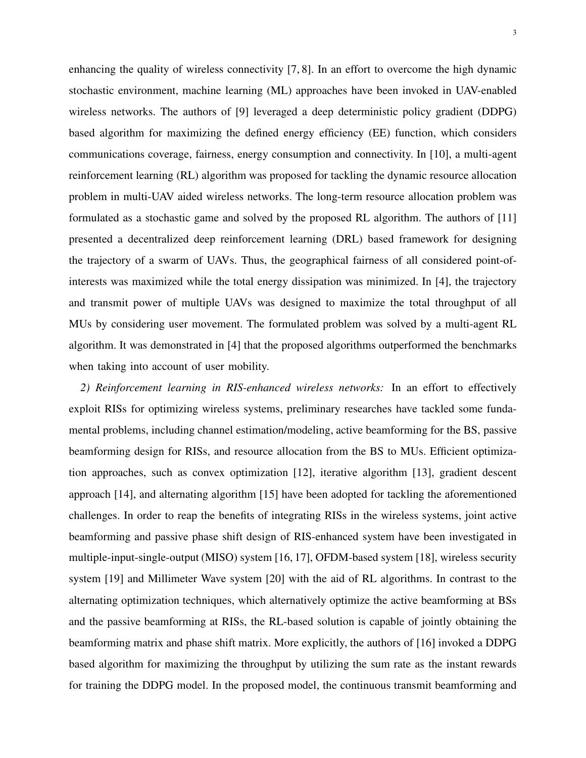enhancing the quality of wireless connectivity [7, 8]. In an effort to overcome the high dynamic stochastic environment, machine learning (ML) approaches have been invoked in UAV-enabled wireless networks. The authors of [9] leveraged a deep deterministic policy gradient (DDPG) based algorithm for maximizing the defined energy efficiency (EE) function, which considers communications coverage, fairness, energy consumption and connectivity. In [10], a multi-agent reinforcement learning (RL) algorithm was proposed for tackling the dynamic resource allocation problem in multi-UAV aided wireless networks. The long-term resource allocation problem was formulated as a stochastic game and solved by the proposed RL algorithm. The authors of [11] presented a decentralized deep reinforcement learning (DRL) based framework for designing the trajectory of a swarm of UAVs. Thus, the geographical fairness of all considered point-of-interests was maximized while the total energy dissipation was minimized. In [4], the trajectory and transmit power of multiple UAVs was designed to maximize the total throughput of all MUs by considering user movement. The formulated problem was solved by a multi-agent RL algorithm. It was demonstrated in [4] that the proposed algorithms outperformed the benchmarks when taking into account of user mobility.

*2) Reinforcement learning in RIS-enhanced wireless networks:* In an effort to effectively exploit RISs for optimizing wireless systems, preliminary researches have tackled some fundamental problems, including channel estimation/modeling, active beamforming for the BS, passive beamforming design for RISs, and resource allocation from the BS to MUs. Efficient optimization approaches, such as convex optimization [12], iterative algorithm [13], gradient descent approach [14], and alternating algorithm [15] have been adopted for tackling the aforementioned challenges. In order to reap the benefits of integrating RISs in the wireless systems, joint active beamforming and passive phase shift design of RIS-enhanced system have been investigated in multiple-input-single-output (MISO) system [16, 17], OFDM-based system [18], wireless security system [19] and Millimeter Wave system [20] with the aid of RL algorithms. In contrast to the alternating optimization techniques, which alternatively optimize the active beamforming at BSs and the passive beamforming at RISs, the RL-based solution is capable of jointly obtaining the beamforming matrix and phase shift matrix. More explicitly, the authors of [16] invoked a DDPG based algorithm for maximizing the throughput by utilizing the sum rate as the instant rewards for training the DDPG model. In the proposed model, the continuous transmit beamforming and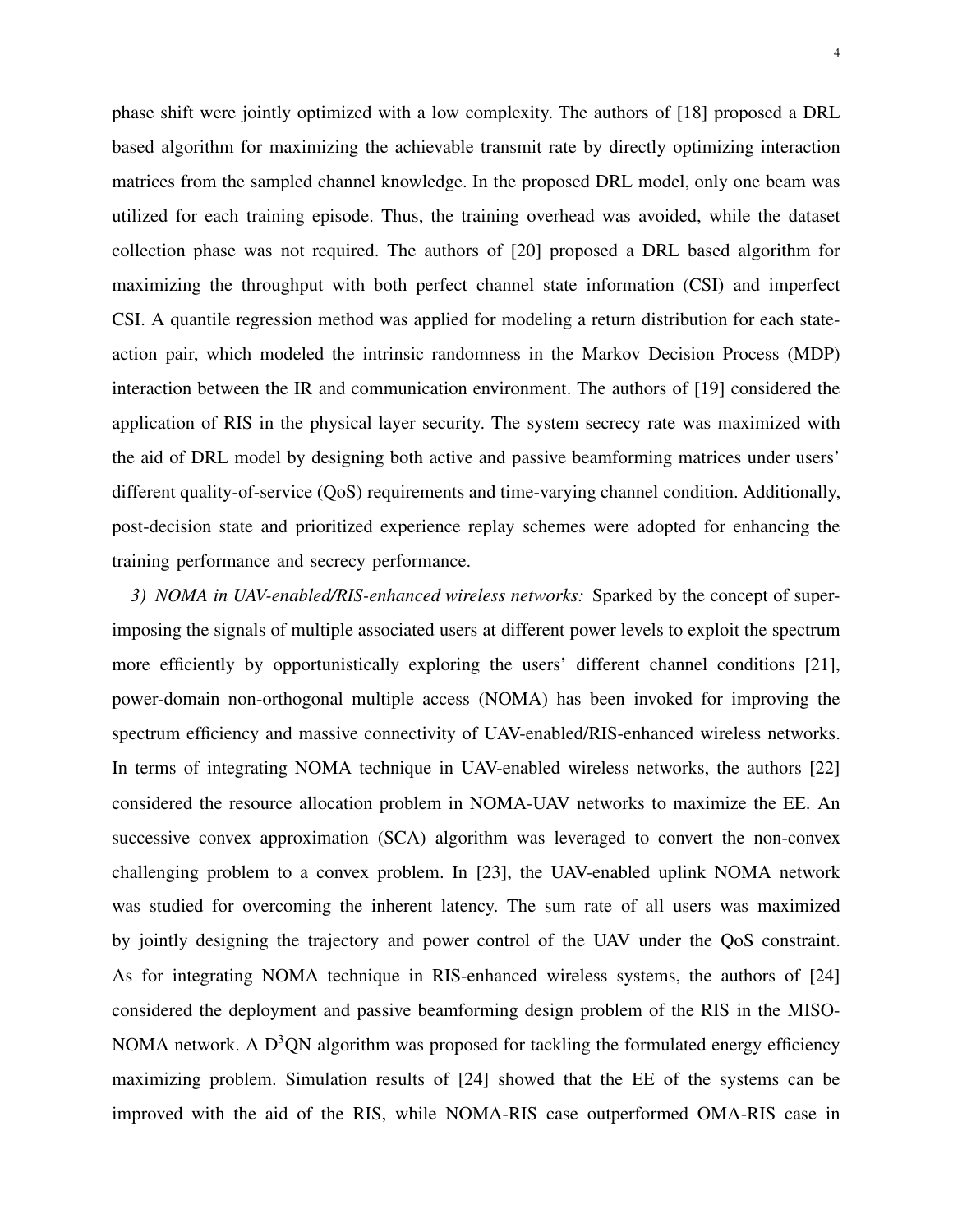phase shift were jointly optimized with a low complexity. The authors of [18] proposed a DRL based algorithm for maximizing the achievable transmit rate by directly optimizing interaction matrices from the sampled channel knowledge. In the proposed DRL model, only one beam was utilized for each training episode. Thus, the training overhead was avoided, while the dataset collection phase was not required. The authors of [20] proposed a DRL based algorithm for maximizing the throughput with both perfect channel state information (CSI) and imperfect CSI. A quantile regression method was applied for modeling a return distribution for each state-action pair, which modeled the intrinsic randomness in the Markov Decision Process (MDP) interaction between the IR and communication environment. The authors of [19] considered the application of RIS in the physical layer security. The system secrecy rate was maximized with the aid of DRL model by designing both active and passive beamforming matrices under users' different quality-of-service (QoS) requirements and time-varying channel condition. Additionally, post-decision state and prioritized experience replay schemes were adopted for enhancing the training performance and secrecy performance.

*3) NOMA in UAV-enabled/RIS-enhanced wireless networks:* Sparked by the concept of superimposing the signals of multiple associated users at different power levels to exploit the spectrum more efficiently by opportunistically exploring the users' different channel conditions [21], power-domain non-orthogonal multiple access (NOMA) has been invoked for improving the spectrum efficiency and massive connectivity of UAV-enabled/RIS-enhanced wireless networks. In terms of integrating NOMA technique in UAV-enabled wireless networks, the authors [22] considered the resource allocation problem in NOMA-UAV networks to maximize the EE. An successive convex approximation (SCA) algorithm was leveraged to convert the non-convex challenging problem to a convex problem. In [23], the UAV-enabled uplink NOMA network was studied for overcoming the inherent latency. The sum rate of all users was maximized by jointly designing the trajectory and power control of the UAV under the QoS constraint. As for integrating NOMA technique in RIS-enhanced wireless systems, the authors of [24] considered the deployment and passive beamforming design problem of the RIS in the MISO-NOMA network. A $D^3QN$ algorithm was proposed for tackling the formulated energy efficiency maximizing problem. Simulation results of [24] showed that the EE of the systems can be improved with the aid of the RIS, while NOMA-RIS case outperformed OMA-RIS case in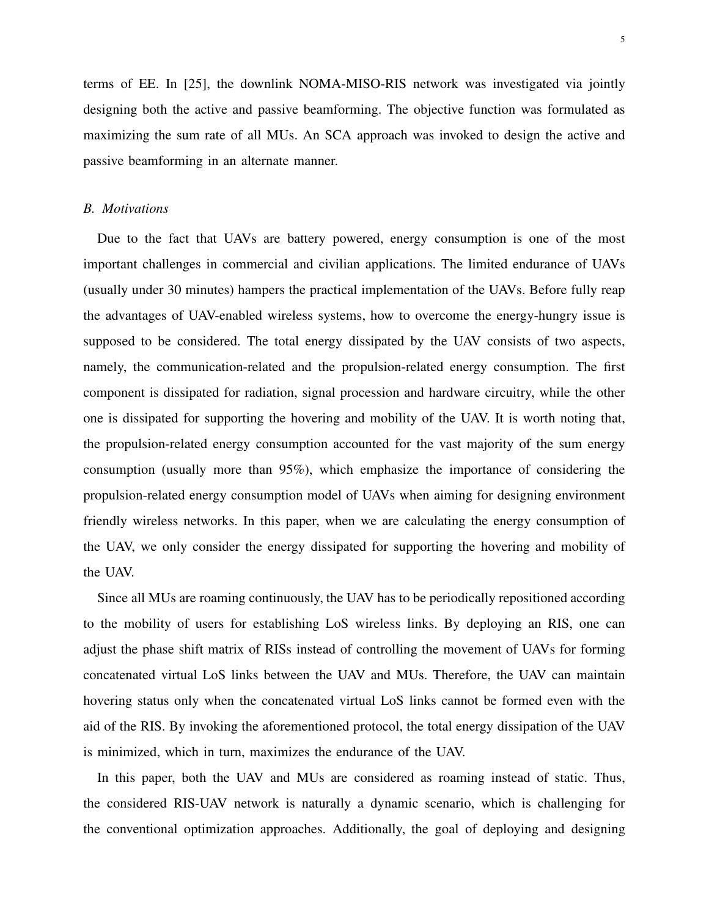terms of EE. In [25], the downlink NOMA-MISO-RIS network was investigated via jointly designing both the active and passive beamforming. The objective function was formulated as maximizing the sum rate of all MUs. An SCA approach was invoked to design the active and passive beamforming in an alternate manner.

### *B. Motivations*

Due to the fact that UAVs are battery powered, energy consumption is one of the most important challenges in commercial and civilian applications. The limited endurance of UAVs (usually under 30 minutes) hampers the practical implementation of the UAVs. Before fully reap the advantages of UAV-enabled wireless systems, how to overcome the energy-hungry issue is supposed to be considered. The total energy dissipated by the UAV consists of two aspects, namely, the communication-related and the propulsion-related energy consumption. The first component is dissipated for radiation, signal procession and hardware circuitry, while the other one is dissipated for supporting the hovering and mobility of the UAV. It is worth noting that, the propulsion-related energy consumption accounted for the vast majority of the sum energy consumption (usually more than 95%), which emphasize the importance of considering the propulsion-related energy consumption model of UAVs when aiming for designing environment friendly wireless networks. In this paper, when we are calculating the energy consumption of the UAV, we only consider the energy dissipated for supporting the hovering and mobility of the UAV.

Since all MUs are roaming continuously, the UAV has to be periodically repositioned according to the mobility of users for establishing LoS wireless links. By deploying an RIS, one can adjust the phase shift matrix of RISs instead of controlling the movement of UAVs for forming concatenated virtual LoS links between the UAV and MUs. Therefore, the UAV can maintain hovering status only when the concatenated virtual LoS links cannot be formed even with the aid of the RIS. By invoking the aforementioned protocol, the total energy dissipation of the UAV is minimized, which in turn, maximizes the endurance of the UAV.

In this paper, both the UAV and MUs are considered as roaming instead of static. Thus, the considered RIS-UAV network is naturally a dynamic scenario, which is challenging for the conventional optimization approaches. Additionally, the goal of deploying and designing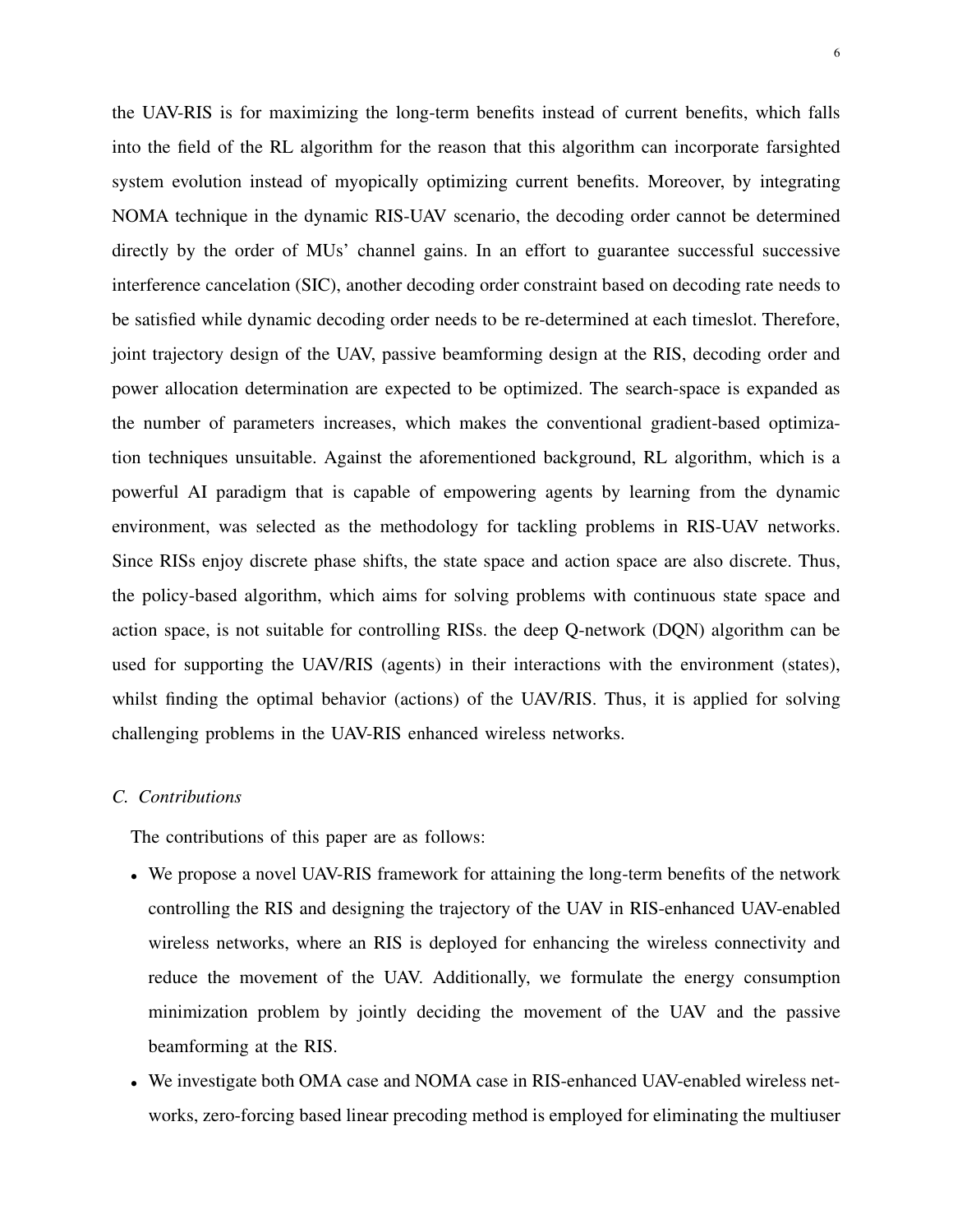the UAV-RIS is for maximizing the long-term benefits instead of current benefits, which falls into the field of the RL algorithm for the reason that this algorithm can incorporate farsighted system evolution instead of myopically optimizing current benefits. Moreover, by integrating NOMA technique in the dynamic RIS-UAV scenario, the decoding order cannot be determined directly by the order of MUs' channel gains. In an effort to guarantee successful successive interference cancelation (SIC), another decoding order constraint based on decoding rate needs to be satisfied while dynamic decoding order needs to be re-determined at each timeslot. Therefore, joint trajectory design of the UAV, passive beamforming design at the RIS, decoding order and power allocation determination are expected to be optimized. The search-space is expanded as the number of parameters increases, which makes the conventional gradient-based optimization techniques unsuitable. Against the aforementioned background, RL algorithm, which is a powerful AI paradigm that is capable of empowering agents by learning from the dynamic environment, was selected as the methodology for tackling problems in RIS-UAV networks. Since RISs enjoy discrete phase shifts, the state space and action space are also discrete. Thus, the policy-based algorithm, which aims for solving problems with continuous state space and action space, is not suitable for controlling RISs. the deep Q-network (DQN) algorithm can be used for supporting the UAV/RIS (agents) in their interactions with the environment (states), whilst finding the optimal behavior (actions) of the UAV/RIS. Thus, it is applied for solving challenging problems in the UAV-RIS enhanced wireless networks.

### *C. Contributions*

The contributions of this paper are as follows:

- We propose a novel UAV-RIS framework for attaining the long-term benefits of the network controlling the RIS and designing the trajectory of the UAV in RIS-enhanced UAV-enabled wireless networks, where an RIS is deployed for enhancing the wireless connectivity and reduce the movement of the UAV. Additionally, we formulate the energy consumption minimization problem by jointly deciding the movement of the UAV and the passive beamforming at the RIS.
- We investigate both OMA case and NOMA case in RIS-enhanced UAV-enabled wireless networks, zero-forcing based linear precoding method is employed for eliminating the multiuser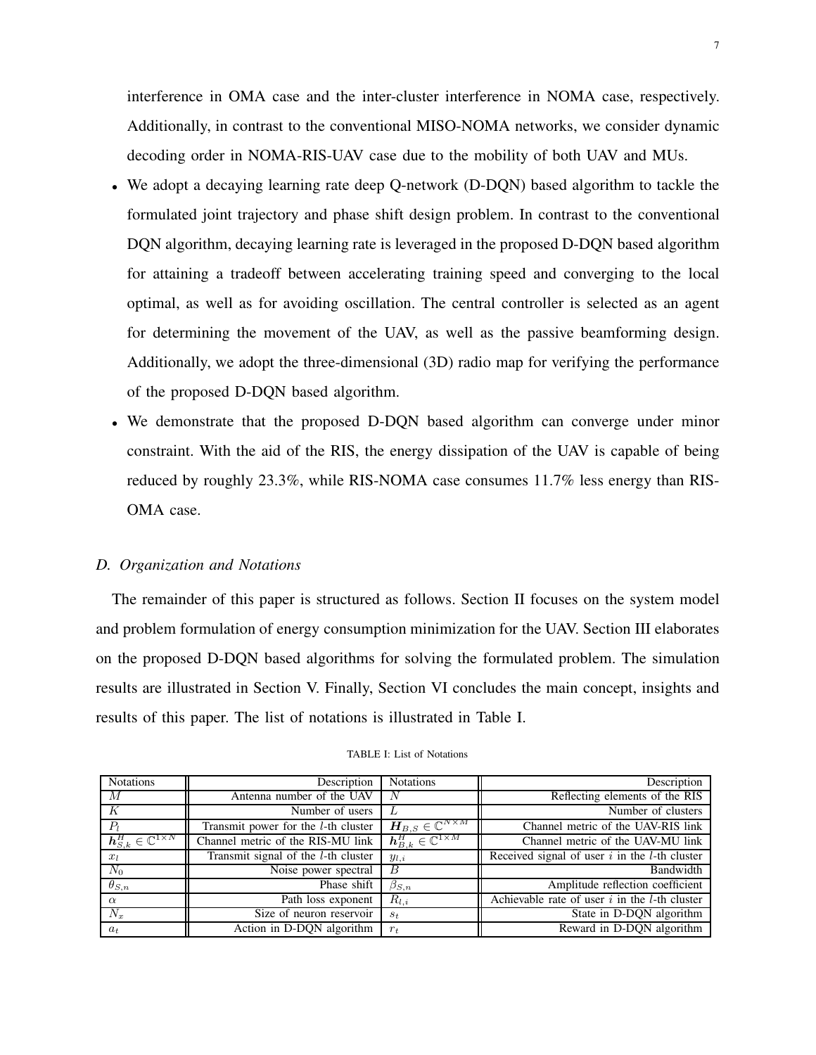interference in OMA case and the inter-cluster interference in NOMA case, respectively. Additionally, in contrast to the conventional MISO-NOMA networks, we consider dynamic decoding order in NOMA-RIS-UAV case due to the mobility of both UAV and MUs.

- We adopt a decaying learning rate deep Q-network (D-DQN) based algorithm to tackle the formulated joint trajectory and phase shift design problem. In contrast to the conventional DQN algorithm, decaying learning rate is leveraged in the proposed D-DQN based algorithm for attaining a tradeoff between accelerating training speed and converging to the local optimal, as well as for avoiding oscillation. The central controller is selected as an agent for determining the movement of the UAV, as well as the passive beamforming design. Additionally, we adopt the three-dimensional (3D) radio map for verifying the performance of the proposed D-DQN based algorithm.
- We demonstrate that the proposed D-DQN based algorithm can converge under minor constraint. With the aid of the RIS, the energy dissipation of the UAV is capable of being reduced by roughly 23.3%, while RIS-NOMA case consumes 11.7% less energy than RIS-OMA case.

### *D. Organization and Notations*

The remainder of this paper is structured as follows. Section II focuses on the system model and problem formulation of energy consumption minimization for the UAV. Section III elaborates on the proposed D-DQN based algorithms for solving the formulated problem. The simulation results are illustrated in Section V. Finally, Section VI concludes the main concept, insights and results of this paper. The list of notations is illustrated in Table I.

TABLE I: List of Notations

| Notations | Description | Notations | Description |
|---|---|---|---|
| $M$ | Antenna number of the UAV | $N$ | Reflecting elements of the RIS |
| $K$ | Number of users | $L$ | Number of clusters |
| $P_l$ | Transmit power for the $l$-th cluster | $\boldsymbol{H}_{B,S} \in \mathbb{C}^{N \times M}$ | Channel metric of the UAV-RIS link |
| $\boldsymbol{h}_{S,k}^H \in \mathbb{C}^{1 \times N}$ | Channel metric of the RIS-MU link | $\boldsymbol{h}_{B,k}^H \in \mathbb{C}^{1 \times M}$ | Channel metric of the UAV-MU link |
| $x_l$ | Transmit signal of the $l$-th cluster | $y_{l,i}$ | Received signal of user $i$ in the $l$-th cluster |
| $N_0$ | Noise power spectral | $B$ | Bandwidth |
| $\theta_{S,n}$ | Phase shift | $\beta_{S,n}$ | Amplitude reflection coefficient |
| $\alpha$ | Path loss exponent | $R_{l,i}$ | Achievable rate of user $i$ in the $l$-th cluster |
| $N_x$ | Size of neuron reservoir | $s_t$ | State in D-DQN algorithm |
| $a_t$ | Action in D-DQN algorithm | $r_t$ | Reward in D-DQN algorithm |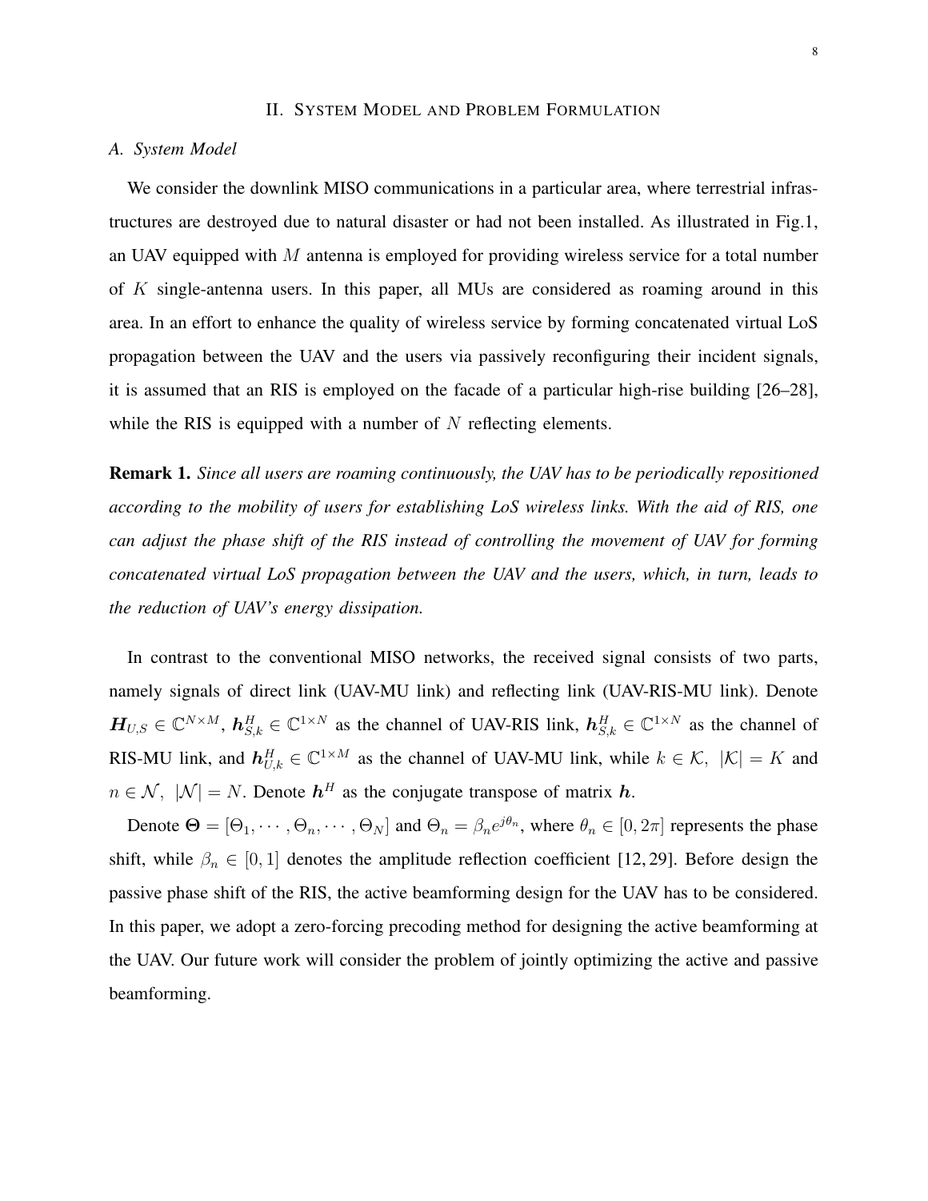## II. System Model and Problem Formulation

### A. System Model

We consider the downlink MISO communications in a particular area, where terrestrial infrastructures are destroyed due to natural disaster or had not been installed. As illustrated in Fig.1, an UAV equipped with $M$ antenna is employed for providing wireless service for a total number of $K$ single-antenna users. In this paper, all MUs are considered as roaming around in this area. In an effort to enhance the quality of wireless service by forming concatenated virtual LoS propagation between the UAV and the users via passively reconfiguring their incident signals, it is assumed that an RIS is employed on the facade of a particular high-rise building [26–28], while the RIS is equipped with a number of $N$ reflecting elements.

**Remark 1.** *Since all users are roaming continuously, the UAV has to be periodically repositioned according to the mobility of users for establishing LoS wireless links. With the aid of RIS, one can adjust the phase shift of the RIS instead of controlling the movement of UAV for forming concatenated virtual LoS propagation between the UAV and the users, which, in turn, leads to the reduction of UAV's energy dissipation.*

In contrast to the conventional MISO networks, the received signal consists of two parts, namely signals of direct link (UAV-MU link) and reflecting link (UAV-RIS-MU link). Denote $\boldsymbol{H}_{U,S} \in \mathbb{C}^{N \times M}$, $\boldsymbol{h}_{S,k}^H \in \mathbb{C}^{1 \times N}$ as the channel of UAV-RIS link, $\boldsymbol{h}_{S,k}^H \in \mathbb{C}^{1 \times N}$ as the channel of RIS-MU link, and $\boldsymbol{h}_{U,k}^H \in \mathbb{C}^{1 \times M}$ as the channel of UAV-MU link, while $k \in \mathcal{K},\ |\mathcal{K}| = K$ and $n \in \mathcal{N},\ |\mathcal{N}| = N$. Denote $\boldsymbol{h}^H$ as the conjugate transpose of matrix $\boldsymbol{h}$.

Denote $\boldsymbol{\Theta} = [\Theta_1, \cdots, \Theta_n, \cdots, \Theta_N]$ and $\Theta_n = \beta_n e^{j\theta_n}$, where $\theta_n \in [0, 2\pi]$ represents the phase shift, while $\beta_n \in [0, 1]$ denotes the amplitude reflection coefficient [12, 29]. Before design the passive phase shift of the RIS, the active beamforming design for the UAV has to be considered. In this paper, we adopt a zero-forcing precoding method for designing the active beamforming at the UAV. Our future work will consider the problem of jointly optimizing the active and passive beamforming.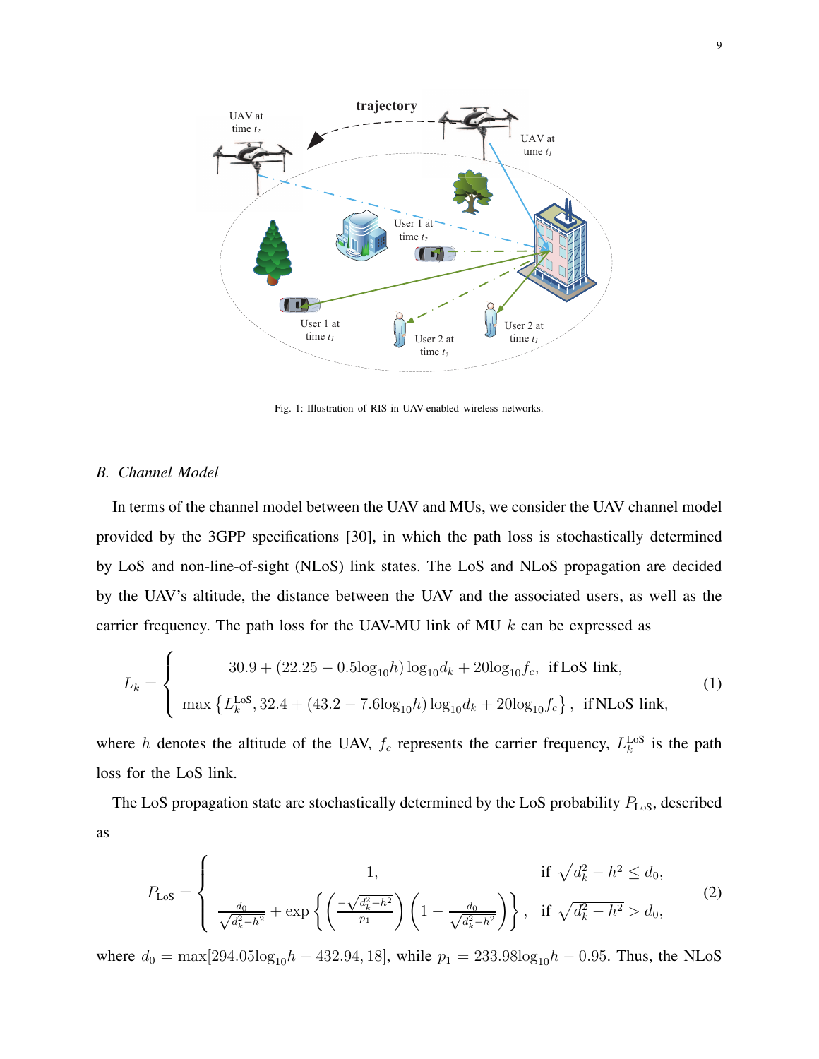Fig. 1: Illustration of RIS in UAV-enabled wireless networks.

### *B. Channel Model*

In terms of the channel model between the UAV and MUs, we consider the UAV channel model provided by the 3GPP specifications [30], in which the path loss is stochastically determined by LoS and non-line-of-sight (NLoS) link states. The LoS and NLoS propagation are decided by the UAV's altitude, the distance between the UAV and the associated users, as well as the carrier frequency. The path loss for the UAV-MU link of MU $k$ can be expressed as

$$L_k = \begin{cases} 30.9 + (22.25 - 0.5\log_{10}h)\log_{10}d_k + 20\log_{10}f_c, & \text{if LoS link}, \\ \max\left\{L_k^{\text{LoS}}, 32.4 + (43.2 - 7.6\log_{10}h)\log_{10}d_k + 20\log_{10}f_c\right\}, & \text{if NLoS link}, \end{cases} \tag{1}$$

where $h$ denotes the altitude of the UAV, $f_c$ represents the carrier frequency, $L_k^{\text{LoS}}$ is the path loss for the LoS link.

The LoS propagation state are stochastically determined by the LoS probability $P_{\text{LoS}}$, described as

$$P_{\text{LoS}} = \begin{cases} 1, & \text{if } \sqrt{d_k^2 - h^2} \le d_0, \\ \frac{d_0}{\sqrt{d_k^2-h^2}} + \exp\left\{\left(\frac{-\sqrt{d_k^2-h^2}}{p_1}\right)\left(1 - \frac{d_0}{\sqrt{d_k^2-h^2}}\right)\right\}, & \text{if } \sqrt{d_k^2 - h^2} > d_0, \end{cases} \tag{2}$$

where $d_0 = \max[294.05\log_{10}h - 432.94, 18]$, while $p_1 = 233.98\log_{10}h - 0.95$. Thus, the NLoS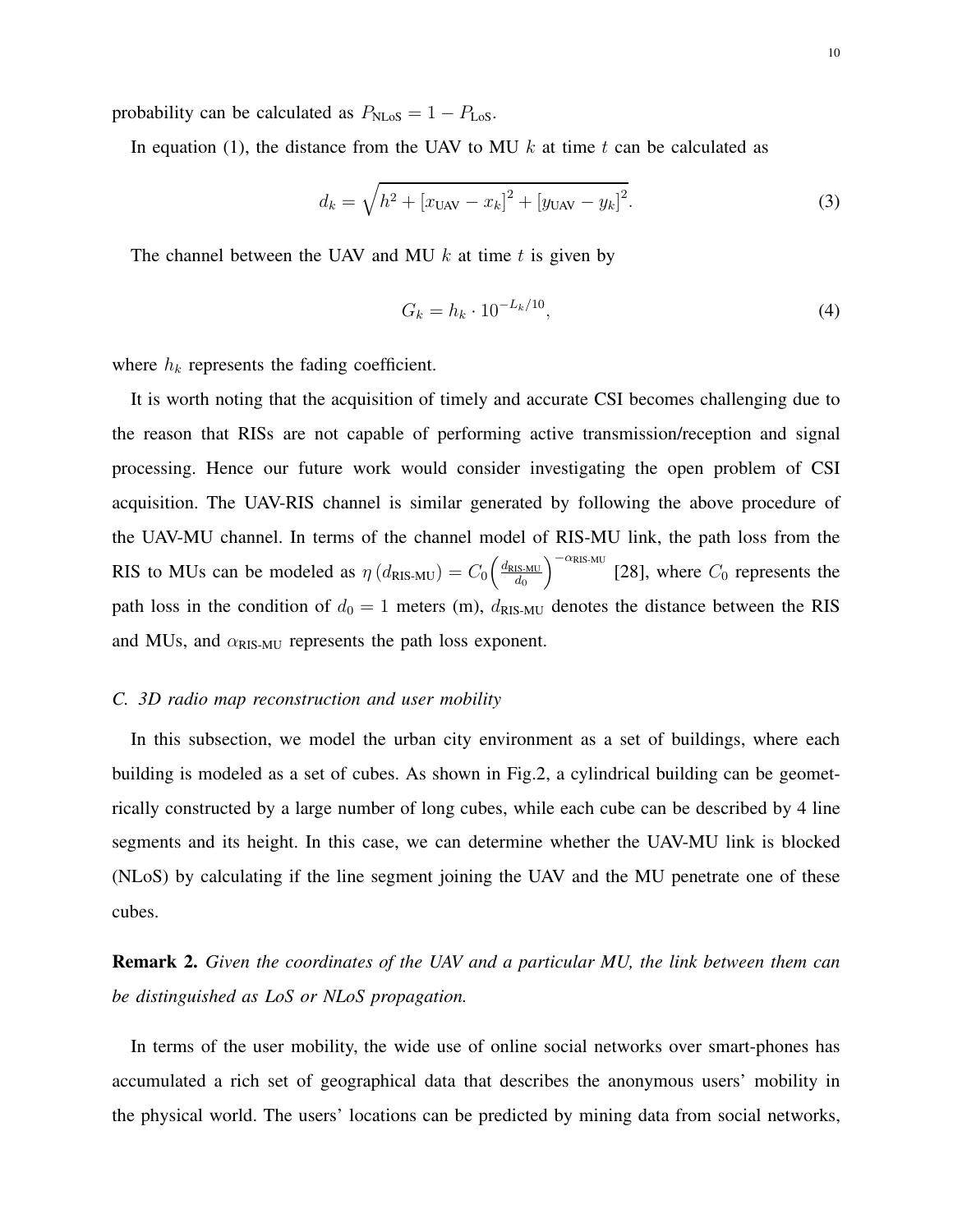probability can be calculated as $P_{\text{NLoS}} = 1 - P_{\text{LoS}}$.

In equation (1), the distance from the UAV to MU $k$ at time $t$ can be calculated as

$$d_k = \sqrt{h^2 + [x_{\text{UAV}} - x_k]^2 + [y_{\text{UAV}} - y_k]^2}. \tag{3}$$

The channel between the UAV and MU $k$ at time $t$ is given by

$$G_k = h_k \cdot 10^{-L_k/10}, \tag{4}$$

where $h_k$ represents the fading coefficient.

It is worth noting that the acquisition of timely and accurate CSI becomes challenging due to the reason that RISs are not capable of performing active transmission/reception and signal processing. Hence our future work would consider investigating the open problem of CSI acquisition. The UAV-RIS channel is similar generated by following the above procedure of the UAV-MU channel. In terms of the channel model of RIS-MU link, the path loss from the RIS to MUs can be modeled as $\eta\left(d_{\text{RIS-MU}}\right) = C_0 \left(\frac{d_{\text{RIS-MU}}}{d_0}\right)^{-\alpha_{\text{RIS-MU}}}$ [28], where $C_0$ represents the path loss in the condition of $d_0 = 1$ meters (m), $d_{\text{RIS-MU}}$ denotes the distance between the RIS and MUs, and $\alpha_{\text{RIS-MU}}$ represents the path loss exponent.

### C. 3D radio map reconstruction and user mobility

In this subsection, we model the urban city environment as a set of buildings, where each building is modeled as a set of cubes. As shown in Fig.2, a cylindrical building can be geometrically constructed by a large number of long cubes, while each cube can be described by 4 line segments and its height. In this case, we can determine whether the UAV-MU link is blocked (NLoS) by calculating if the line segment joining the UAV and the MU penetrate one of these cubes.

**Remark 2.** *Given the coordinates of the UAV and a particular MU, the link between them can be distinguished as LoS or NLoS propagation.*

In terms of the user mobility, the wide use of online social networks over smart-phones has accumulated a rich set of geographical data that describes the anonymous users' mobility in the physical world. The users' locations can be predicted by mining data from social networks,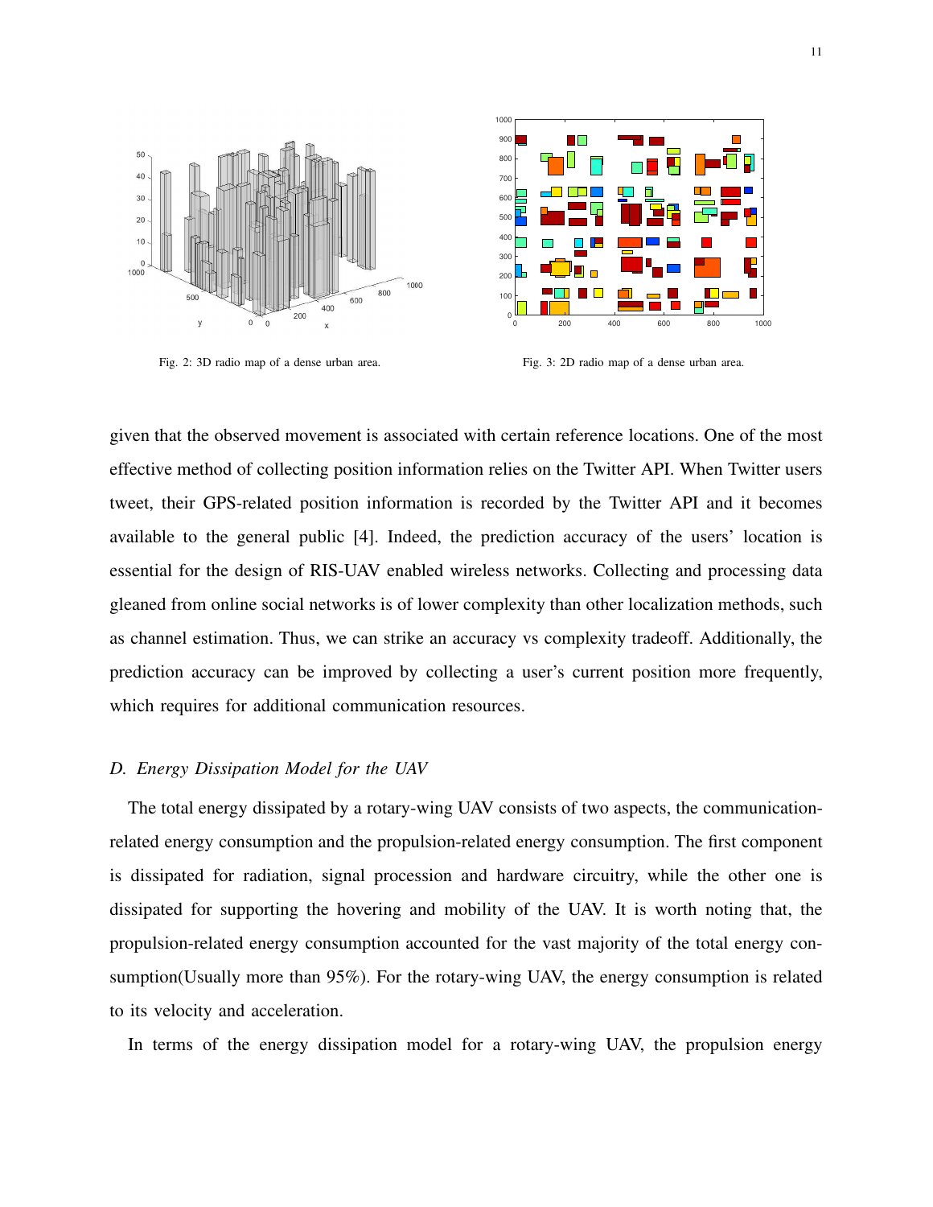Fig. 2: 3D radio map of a dense urban area.

Fig. 3: 2D radio map of a dense urban area.

given that the observed movement is associated with certain reference locations. One of the most effective method of collecting position information relies on the Twitter API. When Twitter users tweet, their GPS-related position information is recorded by the Twitter API and it becomes available to the general public [4]. Indeed, the prediction accuracy of the users' location is essential for the design of RIS-UAV enabled wireless networks. Collecting and processing data gleaned from online social networks is of lower complexity than other localization methods, such as channel estimation. Thus, we can strike an accuracy vs complexity tradeoff. Additionally, the prediction accuracy can be improved by collecting a user's current position more frequently, which requires for additional communication resources.

### *D. Energy Dissipation Model for the UAV*

The total energy dissipated by a rotary-wing UAV consists of two aspects, the communication-related energy consumption and the propulsion-related energy consumption. The first component is dissipated for radiation, signal procession and hardware circuitry, while the other one is dissipated for supporting the hovering and mobility of the UAV. It is worth noting that, the propulsion-related energy consumption accounted for the vast majority of the total energy consumption(Usually more than 95%). For the rotary-wing UAV, the energy consumption is related to its velocity and acceleration.

In terms of the energy dissipation model for a rotary-wing UAV, the propulsion energy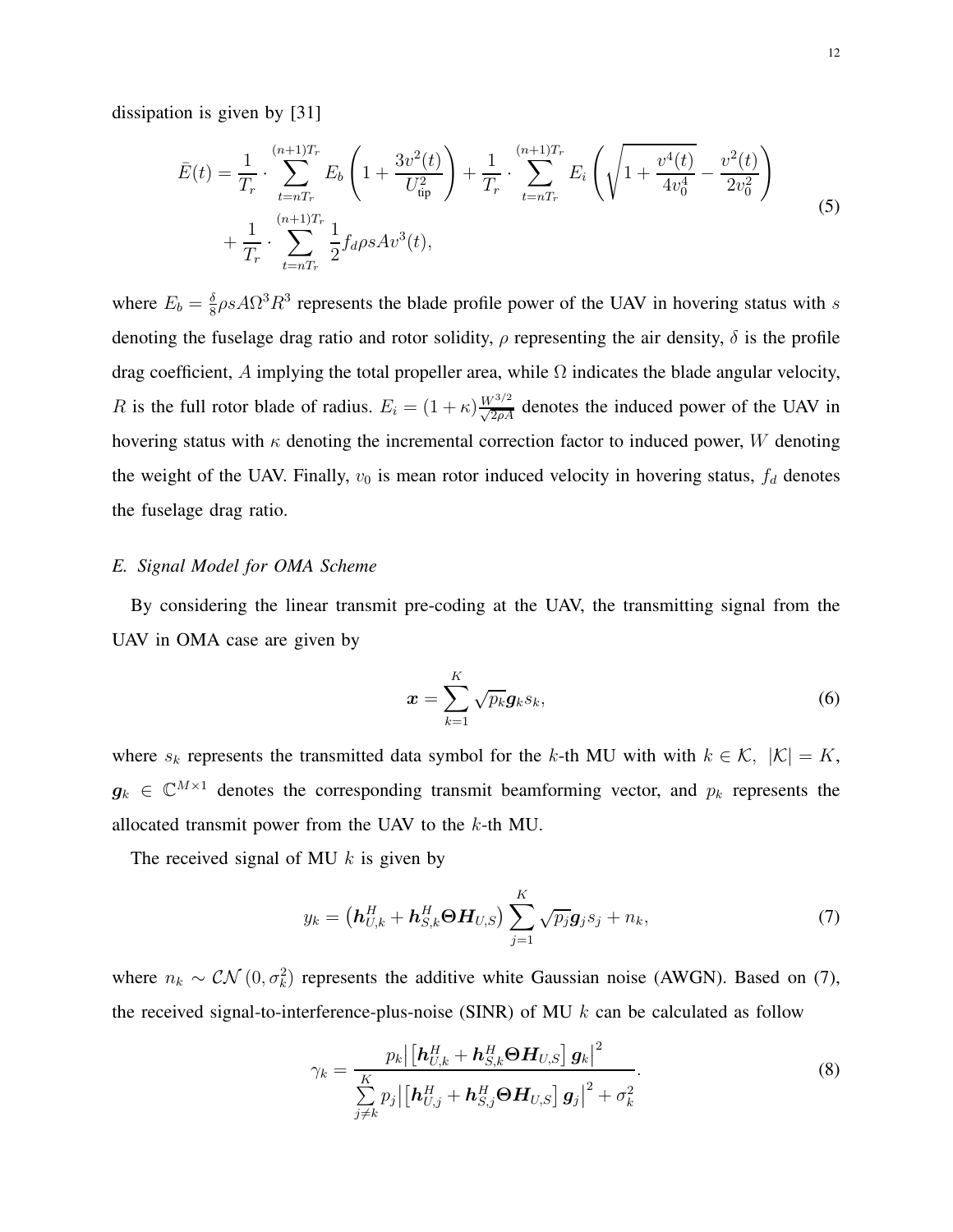dissipation is given by [31]

$$
\begin{aligned}
\bar{E}(t) = & \frac{1}{T_r} \cdot \sum_{t=nT_r}^{(n+1)T_r} E_b \left(1 + \frac{3v^2(t)}{U_{\text{tip}}^2}\right) + \frac{1}{T_r} \cdot \sum_{t=nT_r}^{(n+1)T_r} E_i \left(\sqrt{1 + \frac{v^4(t)}{4v_0^4}} - \frac{v^2(t)}{2v_0^2}\right) \\
& + \frac{1}{T_r} \cdot \sum_{t=nT_r}^{(n+1)T_r} \frac{1}{2} f_d \rho s A v^3(t),
\end{aligned}
\tag{5}
$$

where $E_b = \frac{\delta}{8}\rho s A \Omega^3 R^3$ represents the blade profile power of the UAV in hovering status with $s$ denoting the fuselage drag ratio and rotor solidity, $\rho$ representing the air density, $\delta$ is the profile drag coefficient, $A$ implying the total propeller area, while $\Omega$ indicates the blade angular velocity, $R$ is the full rotor blade of radius. $E_i = (1+\kappa)\frac{W^{3/2}}{\sqrt{2\rho A}}$ denotes the induced power of the UAV in hovering status with $\kappa$ denoting the incremental correction factor to induced power, $W$ denoting the weight of the UAV. Finally, $v_0$ is mean rotor induced velocity in hovering status, $f_d$ denotes the fuselage drag ratio.

### *E. Signal Model for OMA Scheme*

By considering the linear transmit pre-coding at the UAV, the transmitting signal from the UAV in OMA case are given by

$$
\boldsymbol{x} = \sum_{k=1}^{K} \sqrt{p_k} \boldsymbol{g}_k s_k, \tag{6}
$$

where $s_k$ represents the transmitted data symbol for the $k$-th MU with with $k \in \mathcal{K},\ |\mathcal{K}| = K$, $\boldsymbol{g}_k \in \mathbb{C}^{M \times 1}$ denotes the corresponding transmit beamforming vector, and $p_k$ represents the allocated transmit power from the UAV to the $k$-th MU.

The received signal of MU $k$ is given by

$$
y_k = \left(\boldsymbol{h}_{U,k}^H + \boldsymbol{h}_{S,k}^H \boldsymbol{\Theta} \boldsymbol{H}_{U,S}\right) \sum_{j=1}^{K} \sqrt{p_j} \boldsymbol{g}_j s_j + n_k, \tag{7}
$$

where $n_k \sim \mathcal{CN}\left(0, \sigma_k^2\right)$ represents the additive white Gaussian noise (AWGN). Based on (7), the received signal-to-interference-plus-noise (SINR) of MU $k$ can be calculated as follow

$$
\gamma_k = \frac{p_k \left| \left[\boldsymbol{h}_{U,k}^H + \boldsymbol{h}_{S,k}^H \boldsymbol{\Theta} \boldsymbol{H}_{U,S}\right] \boldsymbol{g}_k \right|^2}{\sum\limits_{j \neq k}^{K} p_j \left| \left[\boldsymbol{h}_{U,j}^H + \boldsymbol{h}_{S,j}^H \boldsymbol{\Theta} \boldsymbol{H}_{U,S}\right] \boldsymbol{g}_j \right|^2 + \sigma_k^2}. \tag{8}
$$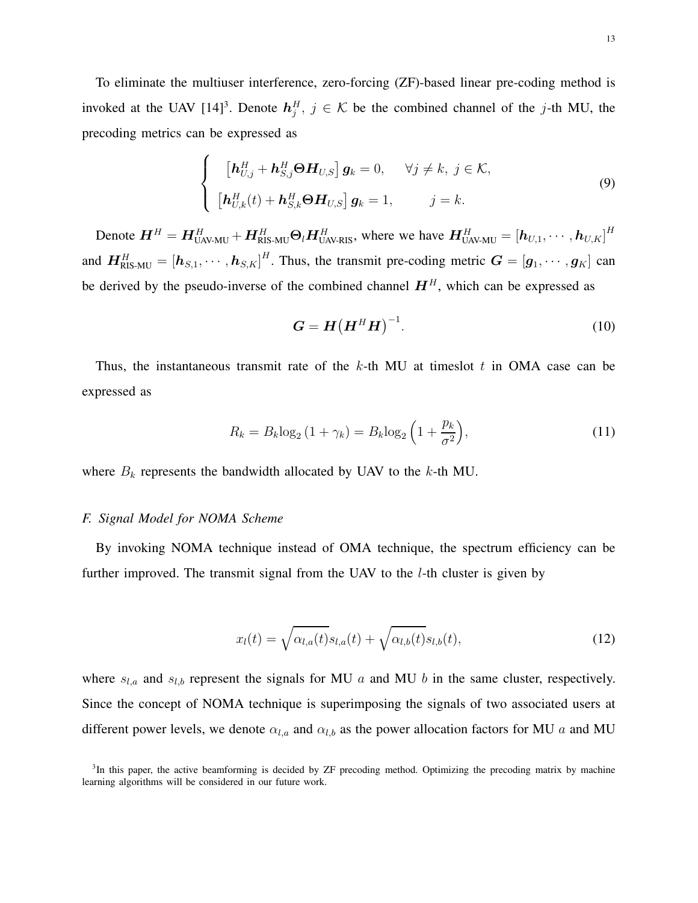To eliminate the multiuser interference, zero-forcing (ZF)-based linear pre-coding method is invoked at the UAV [14][3]. Denote $\boldsymbol{h}_j^H,\ j \in \mathcal{K}$ be the combined channel of the $j$-th MU, the precoding metrics can be expressed as

$$
\begin{cases}
\left[\boldsymbol{h}_{U,j}^H + \boldsymbol{h}_{S,j}^H \boldsymbol{\Theta} \boldsymbol{H}_{U,S}\right] \boldsymbol{g}_k = 0, & \forall j \neq k,\ j \in \mathcal{K}, \\
\left[\boldsymbol{h}_{U,k}^H(t) + \boldsymbol{h}_{S,k}^H \boldsymbol{\Theta} \boldsymbol{H}_{U,S}\right] \boldsymbol{g}_k = 1, & j = k.
\end{cases}
\tag{9}
$$

Denote $\boldsymbol{H}^H = \boldsymbol{H}_{\text{UAV-MU}}^H + \boldsymbol{H}_{\text{RIS-MU}}^H \boldsymbol{\Theta}_l \boldsymbol{H}_{\text{UAV-RIS}}^H$, where we have $\boldsymbol{H}_{\text{UAV-MU}}^H = \left[\boldsymbol{h}_{U,1}, \cdots, \boldsymbol{h}_{U,K}\right]^H$ and $\boldsymbol{H}_{\text{RIS-MU}}^H = \left[\boldsymbol{h}_{S,1}, \cdots, \boldsymbol{h}_{S,K}\right]^H$. Thus, the transmit pre-coding metric $\boldsymbol{G} = [\boldsymbol{g}_1, \cdots, \boldsymbol{g}_K]$ can be derived by the pseudo-inverse of the combined channel $\boldsymbol{H}^H$, which can be expressed as

$$
\boldsymbol{G} = \boldsymbol{H}\left(\boldsymbol{H}^H \boldsymbol{H}\right)^{-1}. \tag{10}
$$

Thus, the instantaneous transmit rate of the $k$-th MU at timeslot $t$ in OMA case can be expressed as

$$
R_k = B_k \log_2\left(1 + \gamma_k\right) = B_k \log_2\left(1 + \frac{p_k}{\sigma^2}\right), \tag{11}
$$

where $B_k$ represents the bandwidth allocated by UAV to the $k$-th MU.

### *F. Signal Model for NOMA Scheme*

By invoking NOMA technique instead of OMA technique, the spectrum efficiency can be further improved. The transmit signal from the UAV to the $l$-th cluster is given by

$$
x_l(t) = \sqrt{\alpha_{l,a}(t)}\, s_{l,a}(t) + \sqrt{\alpha_{l,b}(t)}\, s_{l,b}(t), \tag{12}
$$

where $s_{l,a}$ and $s_{l,b}$ represent the signals for MU $a$ and MU $b$ in the same cluster, respectively. Since the concept of NOMA technique is superimposing the signals of two associated users at different power levels, we denote $\alpha_{l,a}$ and $\alpha_{l,b}$ as the power allocation factors for MU $a$ and MU

[3]In this paper, the active beamforming is decided by ZF precoding method. Optimizing the precoding matrix by machine learning algorithms will be considered in our future work.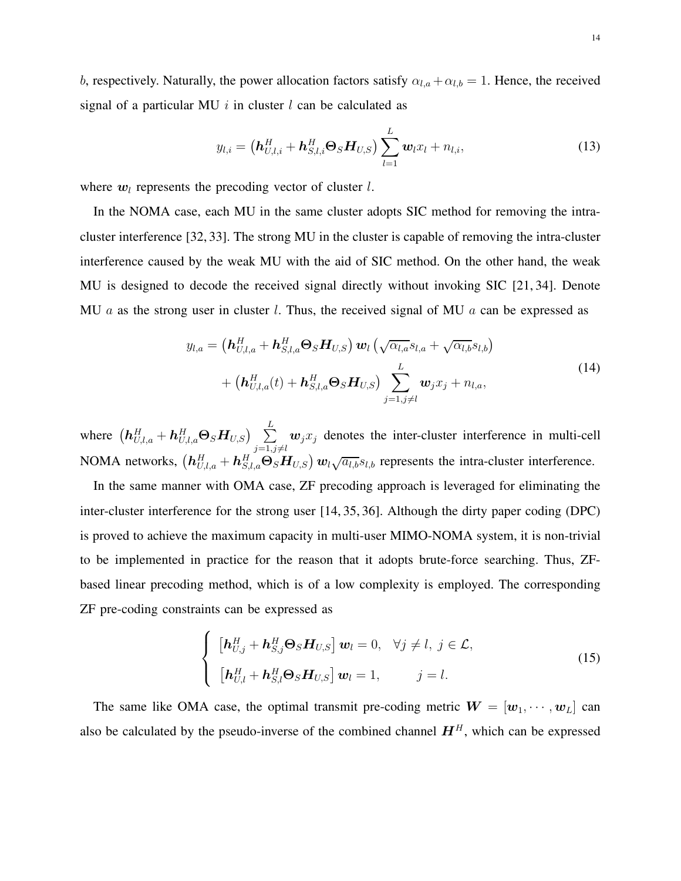$b$, respectively. Naturally, the power allocation factors satisfy $\alpha_{l,a} + \alpha_{l,b} = 1$. Hence, the received signal of a particular MU $i$ in cluster $l$ can be calculated as

$$y_{l,i} = \left(\boldsymbol{h}_{U,l,i}^H + \boldsymbol{h}_{S,l,i}^H \boldsymbol{\Theta}_S \boldsymbol{H}_{U,S}\right) \sum_{l=1}^{L} \boldsymbol{w}_l x_l + n_{l,i}, \tag{13}$$

where $\boldsymbol{w}_l$ represents the precoding vector of cluster $l$.

In the NOMA case, each MU in the same cluster adopts SIC method for removing the intra-cluster interference [32, 33]. The strong MU in the cluster is capable of removing the intra-cluster interference caused by the weak MU with the aid of SIC method. On the other hand, the weak MU is designed to decode the received signal directly without invoking SIC [21, 34]. Denote MU $a$ as the strong user in cluster $l$. Thus, the received signal of MU $a$ can be expressed as

$$\begin{aligned} y_{l,a} &= \left(\boldsymbol{h}_{U,l,a}^H + \boldsymbol{h}_{S,l,a}^H \boldsymbol{\Theta}_S \boldsymbol{H}_{U,S}\right) \boldsymbol{w}_l \left(\sqrt{\alpha_{l,a}} s_{l,a} + \sqrt{\alpha_{l,b}} s_{l,b}\right) \\ &\quad + \left(\boldsymbol{h}_{U,l,a}^H(t) + \boldsymbol{h}_{S,l,a}^H \boldsymbol{\Theta}_S \boldsymbol{H}_{U,S}\right) \sum_{j=1, j\neq l}^{L} \boldsymbol{w}_j x_j + n_{l,a}, \end{aligned} \tag{14}$$

where $\left(\boldsymbol{h}_{U,l,a}^H + \boldsymbol{h}_{U,l,a}^H \boldsymbol{\Theta}_S \boldsymbol{H}_{U,S}\right) \sum\limits_{j=1, j\neq l}^{L} \boldsymbol{w}_j x_j$ denotes the inter-cluster interference in multi-cell NOMA networks, $\left(\boldsymbol{h}_{U,l,a}^H + \boldsymbol{h}_{S,l,a}^H \boldsymbol{\Theta}_S \boldsymbol{H}_{U,S}\right) \boldsymbol{w}_l \sqrt{a_{l,b}} s_{l,b}$ represents the intra-cluster interference.

In the same manner with OMA case, ZF precoding approach is leveraged for eliminating the inter-cluster interference for the strong user [14, 35, 36]. Although the dirty paper coding (DPC) is proved to achieve the maximum capacity in multi-user MIMO-NOMA system, it is non-trivial to be implemented in practice for the reason that it adopts brute-force searching. Thus, ZF-based linear precoding method, which is of a low complexity is employed. The corresponding ZF pre-coding constraints can be expressed as

$$\begin{cases} \left[\boldsymbol{h}_{U,j}^H + \boldsymbol{h}_{S,j}^H \boldsymbol{\Theta}_S \boldsymbol{H}_{U,S}\right] \boldsymbol{w}_l = 0, & \forall j \neq l,\ j \in \mathcal{L}, \\ \left[\boldsymbol{h}_{U,l}^H + \boldsymbol{h}_{S,l}^H \boldsymbol{\Theta}_S \boldsymbol{H}_{U,S}\right] \boldsymbol{w}_l = 1, & j = l. \end{cases} \tag{15}$$

The same like OMA case, the optimal transmit pre-coding metric $\boldsymbol{W} = [\boldsymbol{w}_1, \cdots, \boldsymbol{w}_L]$ can also be calculated by the pseudo-inverse of the combined channel $\boldsymbol{H}^H$, which can be expressed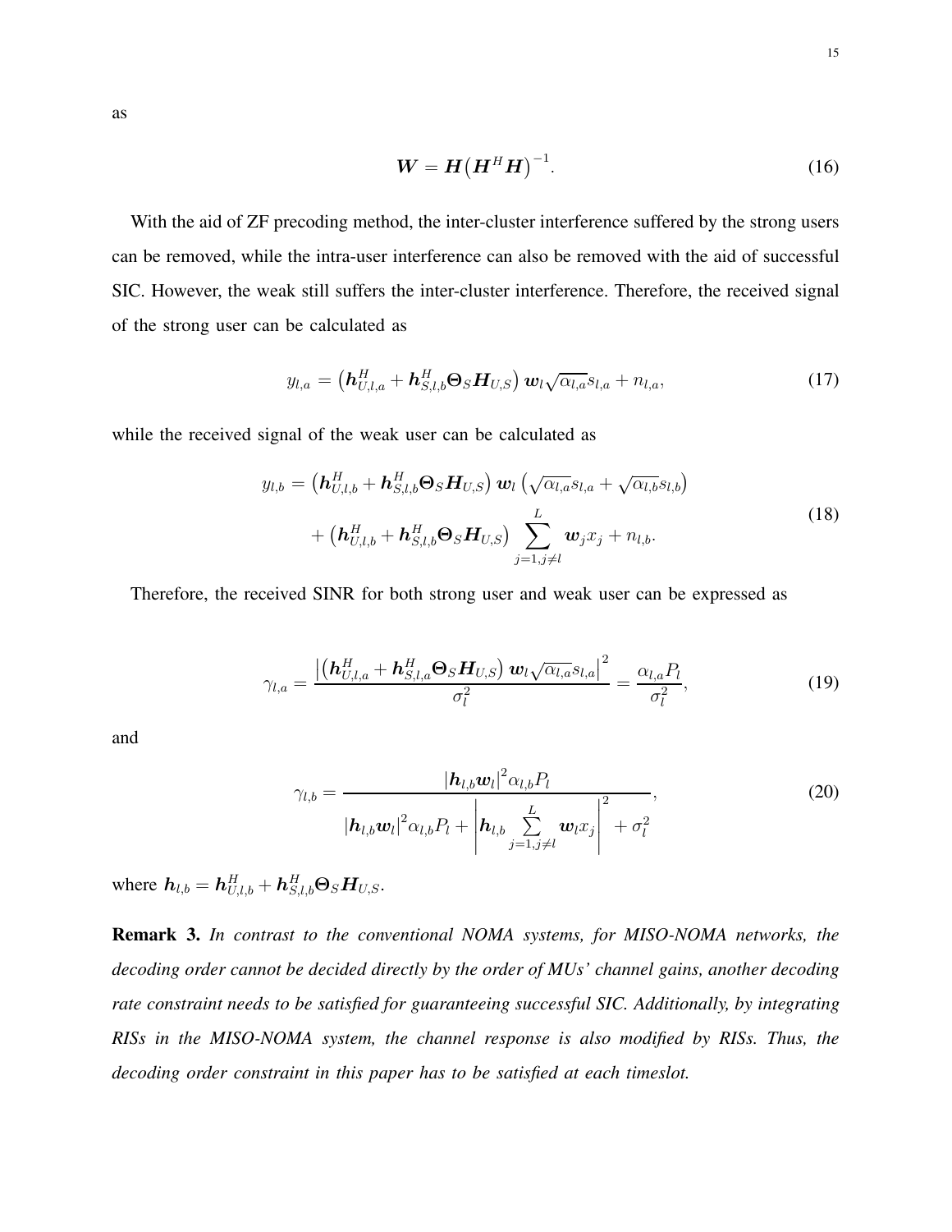as

$$\boldsymbol{W} = \boldsymbol{H}\big(\boldsymbol{H}^H\boldsymbol{H}\big)^{-1}. \tag{16}$$

With the aid of ZF precoding method, the inter-cluster interference suffered by the strong users can be removed, while the intra-user interference can also be removed with the aid of successful SIC. However, the weak still suffers the inter-cluster interference. Therefore, the received signal of the strong user can be calculated as

$$y_{l,a} = \left(\boldsymbol{h}_{U,l,a}^H + \boldsymbol{h}_{S,l,b}^H \boldsymbol{\Theta}_S \boldsymbol{H}_{U,S}\right) \boldsymbol{w}_l \sqrt{\alpha_{l,a}} s_{l,a} + n_{l,a}, \tag{17}$$

while the received signal of the weak user can be calculated as

$$\begin{aligned} y_{l,b} = &\left(\boldsymbol{h}_{U,l,b}^H + \boldsymbol{h}_{S,l,b}^H \boldsymbol{\Theta}_S \boldsymbol{H}_{U,S}\right) \boldsymbol{w}_l \left(\sqrt{\alpha_{l,a}} s_{l,a} + \sqrt{\alpha_{l,b}} s_{l,b}\right) \\ &+ \left(\boldsymbol{h}_{U,l,b}^H + \boldsymbol{h}_{S,l,b}^H \boldsymbol{\Theta}_S \boldsymbol{H}_{U,S}\right) \sum_{j=1, j\neq l}^{L} \boldsymbol{w}_j x_j + n_{l,b}. \end{aligned} \tag{18}$$

Therefore, the received SINR for both strong user and weak user can be expressed as

$$\gamma_{l,a} = \frac{\left|\left(\boldsymbol{h}_{U,l,a}^H + \boldsymbol{h}_{S,l,a}^H \boldsymbol{\Theta}_S \boldsymbol{H}_{U,S}\right) \boldsymbol{w}_l \sqrt{\alpha_{l,a}} s_{l,a}\right|^2}{\sigma_l^2} = \frac{\alpha_{l,a} P_l}{\sigma_l^2}, \tag{19}$$

and

$$\gamma_{l,b} = \frac{\left|\boldsymbol{h}_{l,b}\boldsymbol{w}_l\right|^2 \alpha_{l,b} P_l}{\left|\boldsymbol{h}_{l,b}\boldsymbol{w}_l\right|^2 \alpha_{l,b} P_l + \left|\boldsymbol{h}_{l,b} \sum\limits_{j=1, j\neq l}^{L} \boldsymbol{w}_l x_j\right|^2 + \sigma_l^2}, \tag{20}$$

where $\boldsymbol{h}_{l,b} = \boldsymbol{h}_{U,l,b}^H + \boldsymbol{h}_{S,l,b}^H \boldsymbol{\Theta}_S \boldsymbol{H}_{U,S}$.

**Remark 3.** *In contrast to the conventional NOMA systems, for MISO-NOMA networks, the decoding order cannot be decided directly by the order of MUs' channel gains, another decoding rate constraint needs to be satisfied for guaranteeing successful SIC. Additionally, by integrating RISs in the MISO-NOMA system, the channel response is also modified by RISs. Thus, the decoding order constraint in this paper has to be satisfied at each timeslot.*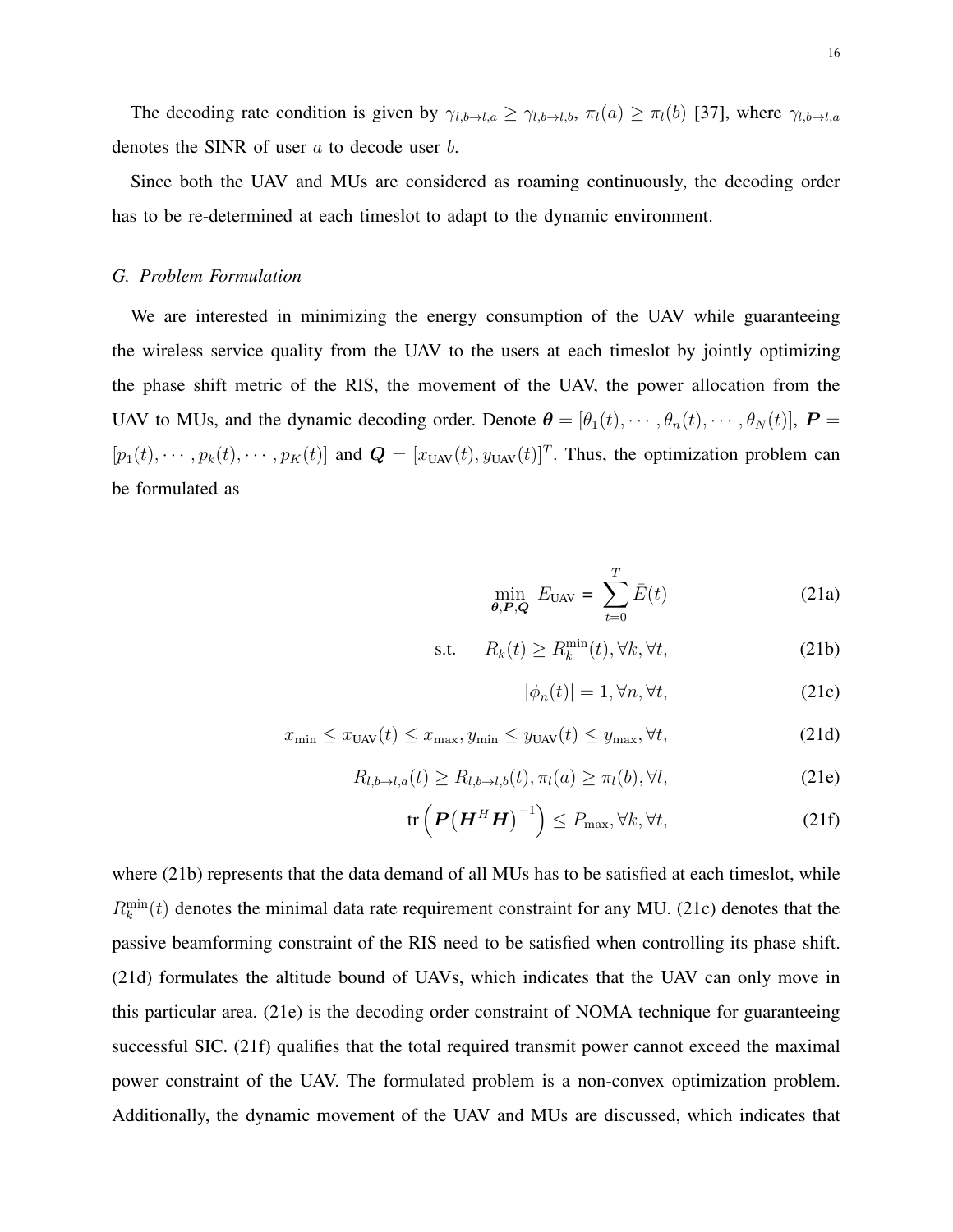The decoding rate condition is given by $\gamma_{l,b\to l,a} \geq \gamma_{l,b\to l,b}$, $\pi_l(a) \geq \pi_l(b)$ [37], where $\gamma_{l,b\to l,a}$ denotes the SINR of user $a$ to decode user $b$.

Since both the UAV and MUs are considered as roaming continuously, the decoding order has to be re-determined at each timeslot to adapt to the dynamic environment.

### *G. Problem Formulation*

We are interested in minimizing the energy consumption of the UAV while guaranteeing the wireless service quality from the UAV to the users at each timeslot by jointly optimizing the phase shift metric of the RIS, the movement of the UAV, the power allocation from the UAV to MUs, and the dynamic decoding order. Denote $\boldsymbol{\theta} = [\theta_1(t), \cdots, \theta_n(t), \cdots, \theta_N(t)]$, $\boldsymbol{P} = [p_1(t), \cdots, p_k(t), \cdots, p_K(t)]$ and $\boldsymbol{Q} = [x_{\text{UAV}}(t), y_{\text{UAV}}(t)]^T$. Thus, the optimization problem can be formulated as

$$\min_{\boldsymbol{\theta},\boldsymbol{P},\boldsymbol{Q}} \; E_{\text{UAV}} = \sum_{t=0}^{T} \bar{E}(t) \tag{21a}$$

$$\text{s.t.} \quad R_k(t) \geq R_k^{\min}(t), \forall k, \forall t, \tag{21b}$$

$$|\phi_n(t)| = 1, \forall n, \forall t, \tag{21c}$$

$$x_{\min} \leq x_{\text{UAV}}(t) \leq x_{\max}, y_{\min} \leq y_{\text{UAV}}(t) \leq y_{\max}, \forall t, \tag{21d}$$

$$R_{l,b\to l,a}(t) \geq R_{l,b\to l,b}(t), \pi_l(a) \geq \pi_l(b), \forall l, \tag{21e}$$

$$\text{tr}\left(\boldsymbol{P}\left(\boldsymbol{H}^H\boldsymbol{H}\right)^{-1}\right) \leq P_{\max}, \forall k, \forall t, \tag{21f}$$

where (21b) represents that the data demand of all MUs has to be satisfied at each timeslot, while $R_k^{\min}(t)$ denotes the minimal data rate requirement constraint for any MU. (21c) denotes that the passive beamforming constraint of the RIS need to be satisfied when controlling its phase shift. (21d) formulates the altitude bound of UAVs, which indicates that the UAV can only move in this particular area. (21e) is the decoding order constraint of NOMA technique for guaranteeing successful SIC. (21f) qualifies that the total required transmit power cannot exceed the maximal power constraint of the UAV. The formulated problem is a non-convex optimization problem. Additionally, the dynamic movement of the UAV and MUs are discussed, which indicates that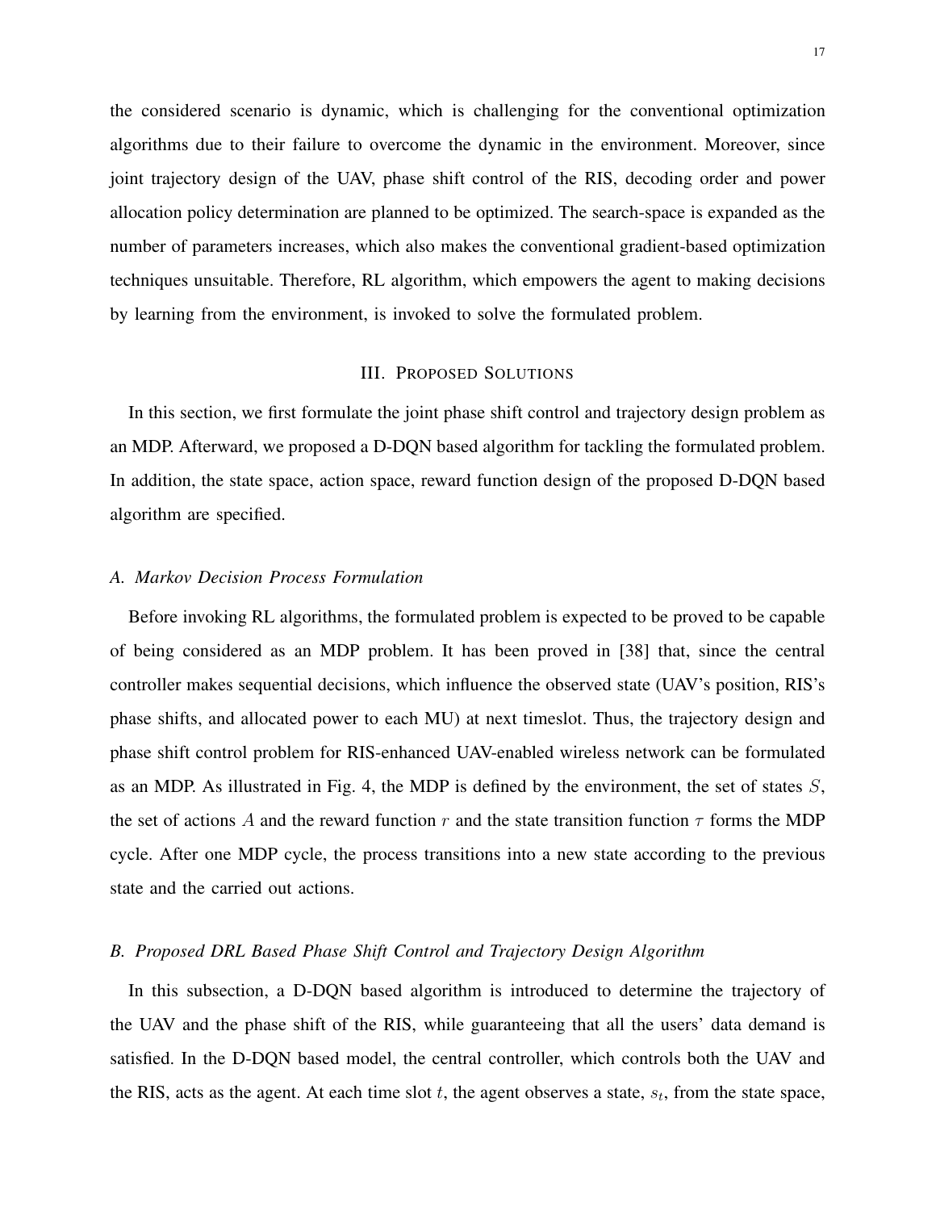the considered scenario is dynamic, which is challenging for the conventional optimization algorithms due to their failure to overcome the dynamic in the environment. Moreover, since joint trajectory design of the UAV, phase shift control of the RIS, decoding order and power allocation policy determination are planned to be optimized. The search-space is expanded as the number of parameters increases, which also makes the conventional gradient-based optimization techniques unsuitable. Therefore, RL algorithm, which empowers the agent to making decisions by learning from the environment, is invoked to solve the formulated problem.

## III. Proposed Solutions

In this section, we first formulate the joint phase shift control and trajectory design problem as an MDP. Afterward, we proposed a D-DQN based algorithm for tackling the formulated problem. In addition, the state space, action space, reward function design of the proposed D-DQN based algorithm are specified.

### *A. Markov Decision Process Formulation*

Before invoking RL algorithms, the formulated problem is expected to be proved to be capable of being considered as an MDP problem. It has been proved in [38] that, since the central controller makes sequential decisions, which influence the observed state (UAV's position, RIS's phase shifts, and allocated power to each MU) at next timeslot. Thus, the trajectory design and phase shift control problem for RIS-enhanced UAV-enabled wireless network can be formulated as an MDP. As illustrated in Fig. 4, the MDP is defined by the environment, the set of states $S$, the set of actions $A$ and the reward function $r$ and the state transition function $\tau$ forms the MDP cycle. After one MDP cycle, the process transitions into a new state according to the previous state and the carried out actions.

### *B. Proposed DRL Based Phase Shift Control and Trajectory Design Algorithm*

In this subsection, a D-DQN based algorithm is introduced to determine the trajectory of the UAV and the phase shift of the RIS, while guaranteeing that all the users' data demand is satisfied. In the D-DQN based model, the central controller, which controls both the UAV and the RIS, acts as the agent. At each time slot $t$, the agent observes a state, $s_t$, from the state space,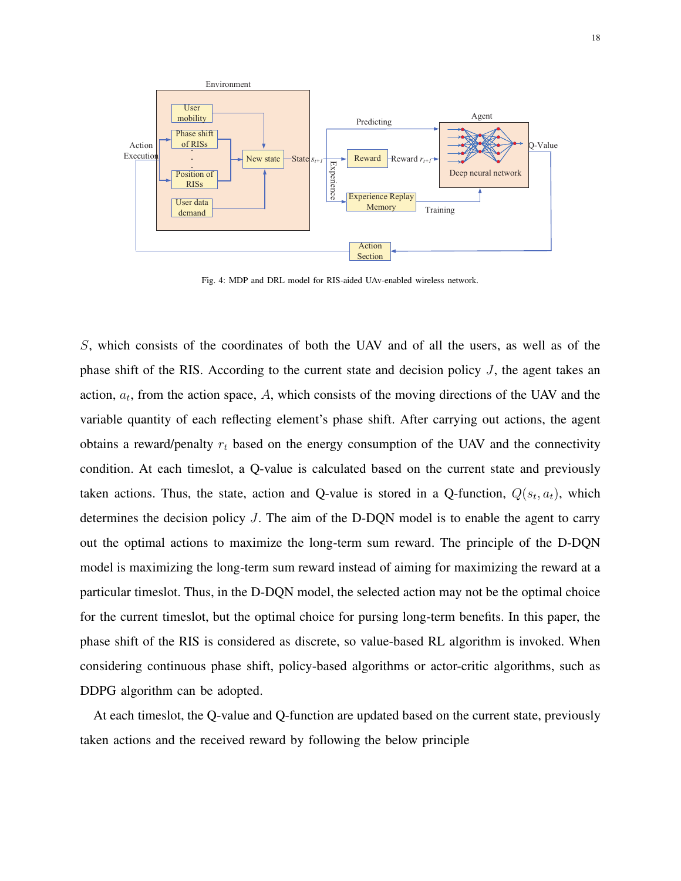Fig. 4: MDP and DRL model for RIS-aided UAv-enabled wireless network.

$S$, which consists of the coordinates of both the UAV and of all the users, as well as of the phase shift of the RIS. According to the current state and decision policy $J$, the agent takes an action, $a_t$, from the action space, $A$, which consists of the moving directions of the UAV and the variable quantity of each reflecting element's phase shift. After carrying out actions, the agent obtains a reward/penalty $r_t$ based on the energy consumption of the UAV and the connectivity condition. At each timeslot, a Q-value is calculated based on the current state and previously taken actions. Thus, the state, action and Q-value is stored in a Q-function, $Q(s_t, a_t)$, which determines the decision policy $J$. The aim of the D-DQN model is to enable the agent to carry out the optimal actions to maximize the long-term sum reward. The principle of the D-DQN model is maximizing the long-term sum reward instead of aiming for maximizing the reward at a particular timeslot. Thus, in the D-DQN model, the selected action may not be the optimal choice for the current timeslot, but the optimal choice for pursing long-term benefits. In this paper, the phase shift of the RIS is considered as discrete, so value-based RL algorithm is invoked. When considering continuous phase shift, policy-based algorithms or actor-critic algorithms, such as DDPG algorithm can be adopted.

At each timeslot, the Q-value and Q-function are updated based on the current state, previously taken actions and the received reward by following the below principle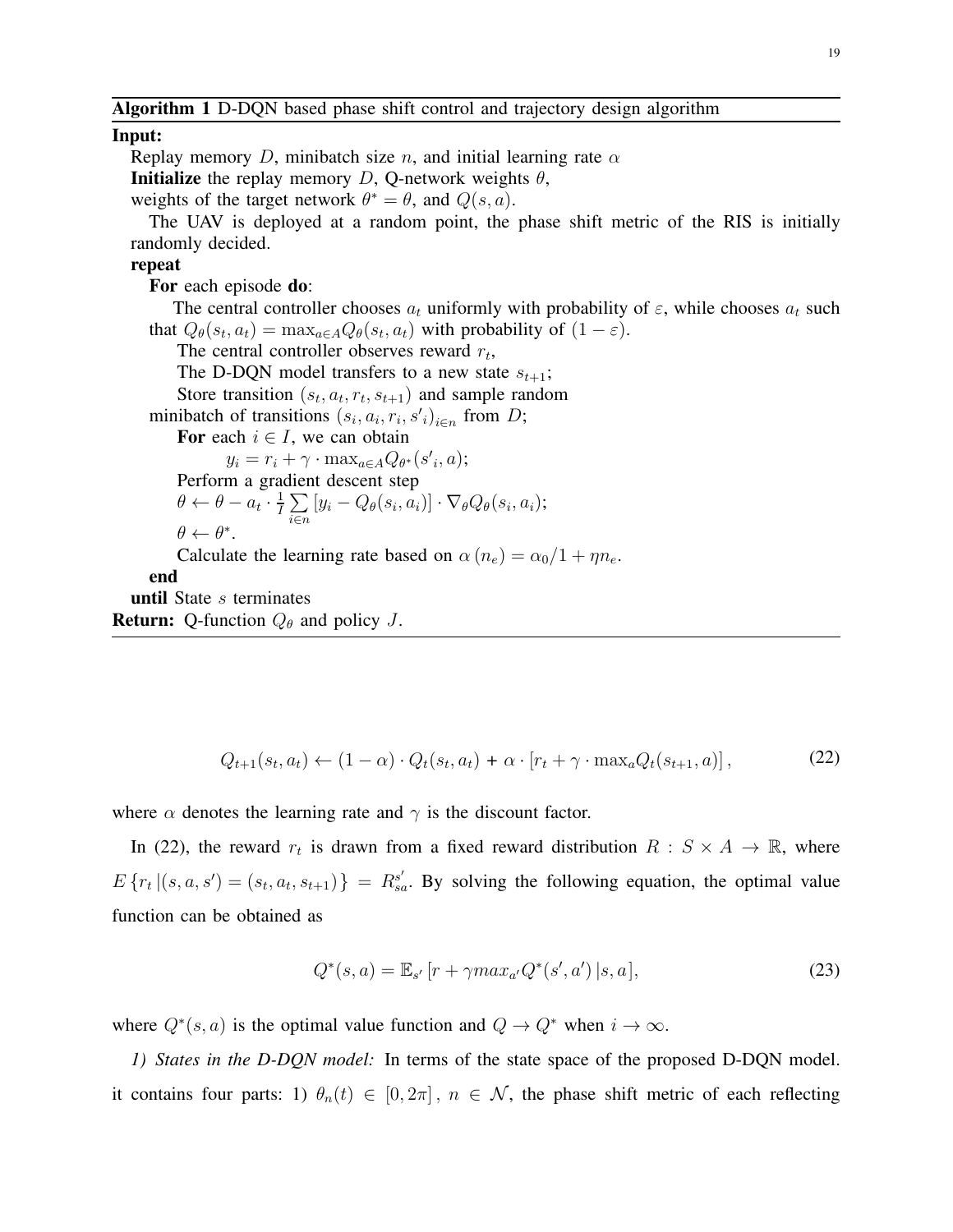**Algorithm 1** D-DQN based phase shift control and trajectory design algorithm

**Input:**

Replay memory $D$, minibatch size $n$, and initial learning rate $\alpha$

**Initialize** the replay memory $D$, Q-network weights $\theta$,

weights of the target network $\theta^* = \theta$, and $Q(s,a)$.

The UAV is deployed at a random point, the phase shift metric of the RIS is initially randomly decided.

**repeat**

**For** each episode **do**:

The central controller chooses $a_t$ uniformly with probability of $\varepsilon$, while chooses $a_t$ such that $Q_\theta(s_t, a_t) = \max_{a \in A} Q_\theta(s_t, a_t)$ with probability of $(1-\varepsilon)$.

The central controller observes reward $r_t$,

The D-DQN model transfers to a new state $s_{t+1}$;

Store transition $(s_t, a_t, r_t, s_{t+1})$ and sample random minibatch of transitions $(s_i, a_i, r_i, s'_i)_{i \in n}$ from $D$;

**For** each $i \in I$, we can obtain

$y_i = r_i + \gamma \cdot \max_{a \in A} Q_{\theta^*}(s'_i, a)$;

Perform a gradient descent step

$\theta \leftarrow \theta - a_t \cdot \frac{1}{I} \sum\limits_{i \in n} [y_i - Q_\theta(s_i, a_i)] \cdot \nabla_\theta Q_\theta(s_i, a_i)$;

$\theta \leftarrow \theta^*$.

Calculate the learning rate based on $\alpha(n_e) = \alpha_0 / 1 + \eta n_e$.

**end**

**until** State $s$ terminates

**Return:** Q-function $Q_\theta$ and policy $J$.

$$Q_{t+1}(s_t, a_t) \leftarrow (1-\alpha) \cdot Q_t(s_t, a_t) + \alpha \cdot [r_t + \gamma \cdot \max_a Q_t(s_{t+1}, a)], \tag{22}$$

where $\alpha$ denotes the learning rate and $\gamma$ is the discount factor.

In (22), the reward $r_t$ is drawn from a fixed reward distribution $R : S \times A \to \mathbb{R}$, where $E\{r_t \,|(s,a,s') = (s_t, a_t, s_{t+1})\} = R_{sa}^{s'}$. By solving the following equation, the optimal value function can be obtained as

$$Q^*(s,a) = \mathbb{E}_{s'}[r + \gamma max_{a'} Q^*(s', a') \,|s, a], \tag{23}$$

where $Q^*(s,a)$ is the optimal value function and $Q \to Q^*$ when $i \to \infty$.

*1) States in the D-DQN model:* In terms of the state space of the proposed D-DQN model. it contains four parts: 1) $\theta_n(t) \in [0, 2\pi]$, $n \in \mathcal{N}$, the phase shift metric of each reflecting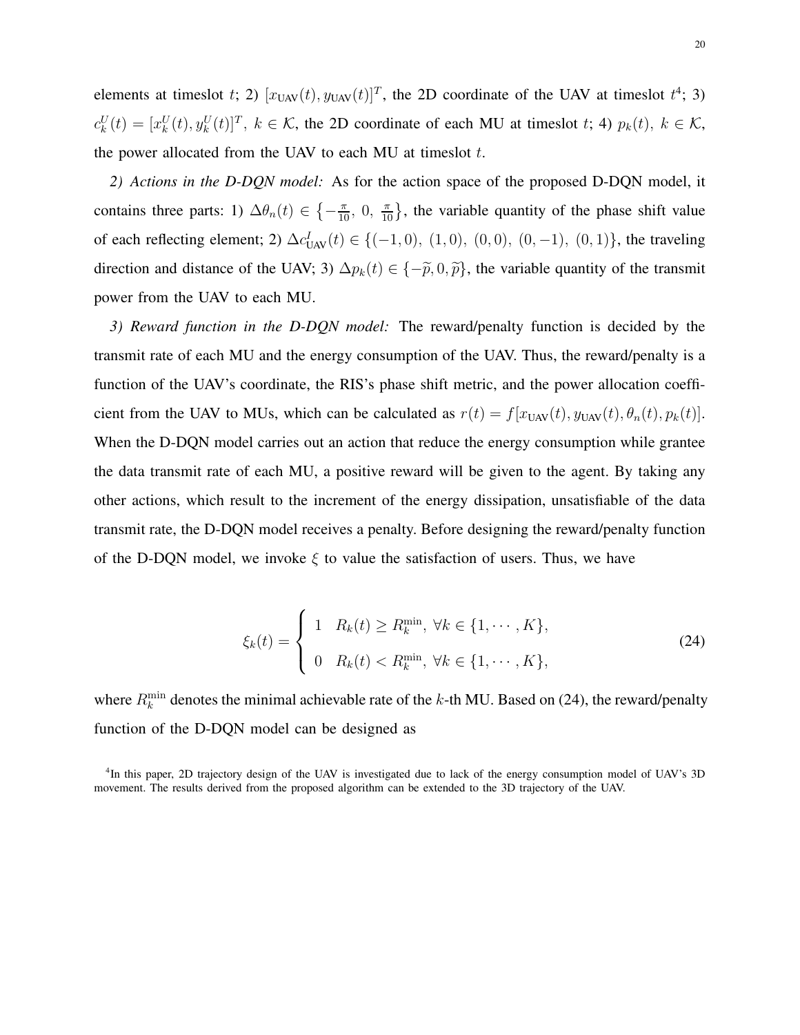elements at timeslot $t$; 2) $[x_{\text{UAV}}(t), y_{\text{UAV}}(t)]^T$, the 2D coordinate of the UAV at timeslot $t$[4]; 3) $c_k^U(t) = [x_k^U(t), y_k^U(t)]^T,\ k \in \mathcal{K}$, the 2D coordinate of each MU at timeslot $t$; 4) $p_k(t),\ k \in \mathcal{K}$, the power allocated from the UAV to each MU at timeslot $t$.

*2) Actions in the D-DQN model:* As for the action space of the proposed D-DQN model, it contains three parts: 1) $\Delta\theta_n(t) \in \left\{-\frac{\pi}{10},\ 0,\ \frac{\pi}{10}\right\}$, the variable quantity of the phase shift value of each reflecting element; 2) $\Delta c_{\text{UAV}}^I(t) \in \{(-1,0),\ (1,0),\ (0,0),\ (0,-1),\ (0,1)\}$, the traveling direction and distance of the UAV; 3) $\Delta p_k(t) \in \{-\widetilde{p}, 0, \widetilde{p}\}$, the variable quantity of the transmit power from the UAV to each MU.

*3) Reward function in the D-DQN model:* The reward/penalty function is decided by the transmit rate of each MU and the energy consumption of the UAV. Thus, the reward/penalty is a function of the UAV's coordinate, the RIS's phase shift metric, and the power allocation coefficient from the UAV to MUs, which can be calculated as $r(t) = f[x_{\text{UAV}}(t), y_{\text{UAV}}(t), \theta_n(t), p_k(t)]$. When the D-DQN model carries out an action that reduce the energy consumption while grantee the data transmit rate of each MU, a positive reward will be given to the agent. By taking any other actions, which result to the increment of the energy dissipation, unsatisfiable of the data transmit rate, the D-DQN model receives a penalty. Before designing the reward/penalty function of the D-DQN model, we invoke $\xi$ to value the satisfaction of users. Thus, we have

$$
\xi_k(t) = \begin{cases} 1 & R_k(t) \geq R_k^{\min},\ \forall k \in \{1, \cdots, K\}, \\ 0 & R_k(t) < R_k^{\min},\ \forall k \in \{1, \cdots, K\}, \end{cases} \tag{24}
$$

where $R_k^{\min}$ denotes the minimal achievable rate of the $k$-th MU. Based on (24), the reward/penalty function of the D-DQN model can be designed as

[4] In this paper, 2D trajectory design of the UAV is investigated due to lack of the energy consumption model of UAV's 3D movement. The results derived from the proposed algorithm can be extended to the 3D trajectory of the UAV.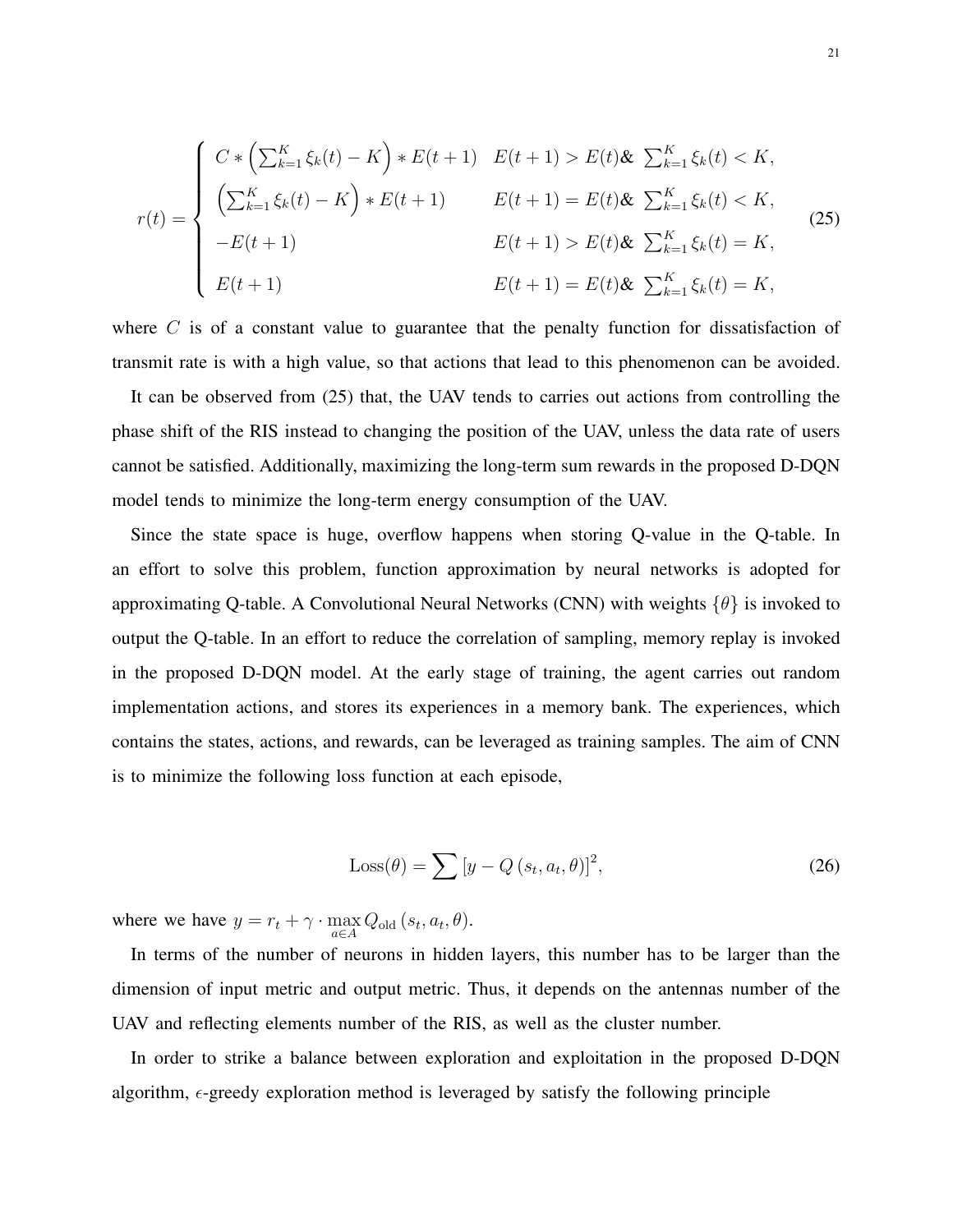$$
r(t) = \begin{cases} C * \left( \sum_{k=1}^{K} \xi_k(t) - K \right) * E(t+1) & E(t+1) > E(t) \& \ \sum_{k=1}^{K} \xi_k(t) < K, \\ \left( \sum_{k=1}^{K} \xi_k(t) - K \right) * E(t+1) & E(t+1) = E(t) \& \ \sum_{k=1}^{K} \xi_k(t) < K, \\ -E(t+1) & E(t+1) > E(t) \& \ \sum_{k=1}^{K} \xi_k(t) = K, \\ E(t+1) & E(t+1) = E(t) \& \ \sum_{k=1}^{K} \xi_k(t) = K, \end{cases} \tag{25}
$$

where $C$ is of a constant value to guarantee that the penalty function for dissatisfaction of transmit rate is with a high value, so that actions that lead to this phenomenon can be avoided.

It can be observed from (25) that, the UAV tends to carries out actions from controlling the phase shift of the RIS instead to changing the position of the UAV, unless the data rate of users cannot be satisfied. Additionally, maximizing the long-term sum rewards in the proposed D-DQN model tends to minimize the long-term energy consumption of the UAV.

Since the state space is huge, overflow happens when storing Q-value in the Q-table. In an effort to solve this problem, function approximation by neural networks is adopted for approximating Q-table. A Convolutional Neural Networks (CNN) with weights $\{\theta\}$ is invoked to output the Q-table. In an effort to reduce the correlation of sampling, memory replay is invoked in the proposed D-DQN model. At the early stage of training, the agent carries out random implementation actions, and stores its experiences in a memory bank. The experiences, which contains the states, actions, and rewards, can be leveraged as training samples. The aim of CNN is to minimize the following loss function at each episode,

$$
\text{Loss}(\theta) = \sum \left[ y - Q\left(s_t, a_t, \theta\right) \right]^2, \tag{26}
$$

where we have $y = r_t + \gamma \cdot \max\limits_{a \in A} Q_{\text{old}}\left(s_t, a_t, \theta\right)$.

In terms of the number of neurons in hidden layers, this number has to be larger than the dimension of input metric and output metric. Thus, it depends on the antennas number of the UAV and reflecting elements number of the RIS, as well as the cluster number.

In order to strike a balance between exploration and exploitation in the proposed D-DQN algorithm, $\epsilon$-greedy exploration method is leveraged by satisfy the following principle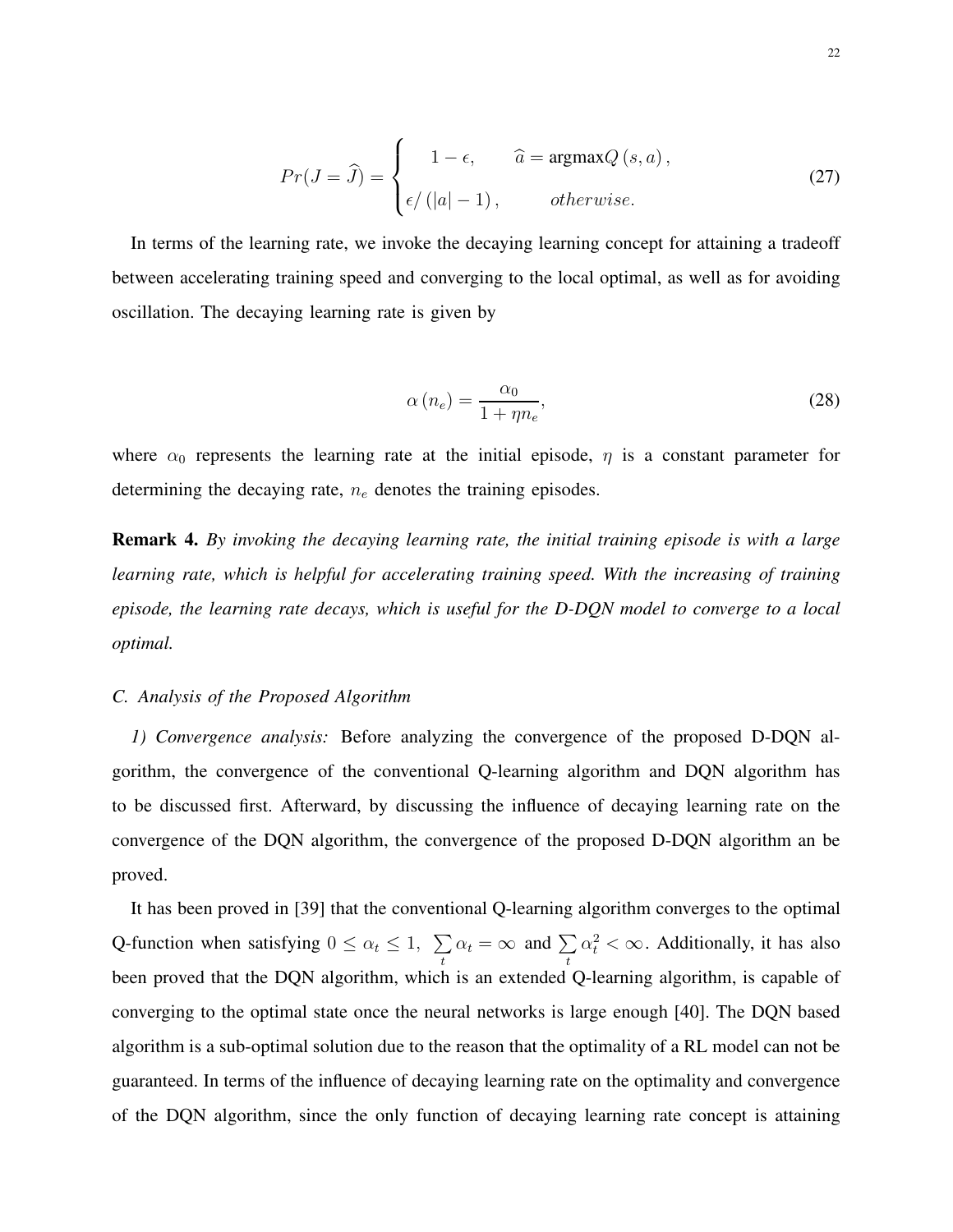$$Pr(J=\widehat{J})=\begin{cases} 1-\epsilon, & \widehat{a}=\text{argmax}Q\left(s,a\right), \\ \epsilon/\left(|a|-1\right), & otherwise. \end{cases} \tag{27}$$

In terms of the learning rate, we invoke the decaying learning concept for attaining a tradeoff between accelerating training speed and converging to the local optimal, as well as for avoiding oscillation. The decaying learning rate is given by

$$\alpha\left(n_e\right)=\frac{\alpha_0}{1+\eta n_e}, \tag{28}$$

where $\alpha_0$ represents the learning rate at the initial episode, $\eta$ is a constant parameter for determining the decaying rate, $n_e$ denotes the training episodes.

**Remark 4.** *By invoking the decaying learning rate, the initial training episode is with a large learning rate, which is helpful for accelerating training speed. With the increasing of training episode, the learning rate decays, which is useful for the D-DQN model to converge to a local optimal.*

### *C. Analysis of the Proposed Algorithm*

*1) Convergence analysis:* Before analyzing the convergence of the proposed D-DQN algorithm, the convergence of the conventional Q-learning algorithm and DQN algorithm has to be discussed first. Afterward, by discussing the influence of decaying learning rate on the convergence of the DQN algorithm, the convergence of the proposed D-DQN algorithm an be proved.

It has been proved in [39] that the conventional Q-learning algorithm converges to the optimal Q-function when satisfying $0 \leq \alpha_t \leq 1,\ \sum\limits_t \alpha_t = \infty$ and $\sum\limits_t \alpha_t^2 < \infty$. Additionally, it has also been proved that the DQN algorithm, which is an extended Q-learning algorithm, is capable of converging to the optimal state once the neural networks is large enough [40]. The DQN based algorithm is a sub-optimal solution due to the reason that the optimality of a RL model can not be guaranteed. In terms of the influence of decaying learning rate on the optimality and convergence of the DQN algorithm, since the only function of decaying learning rate concept is attaining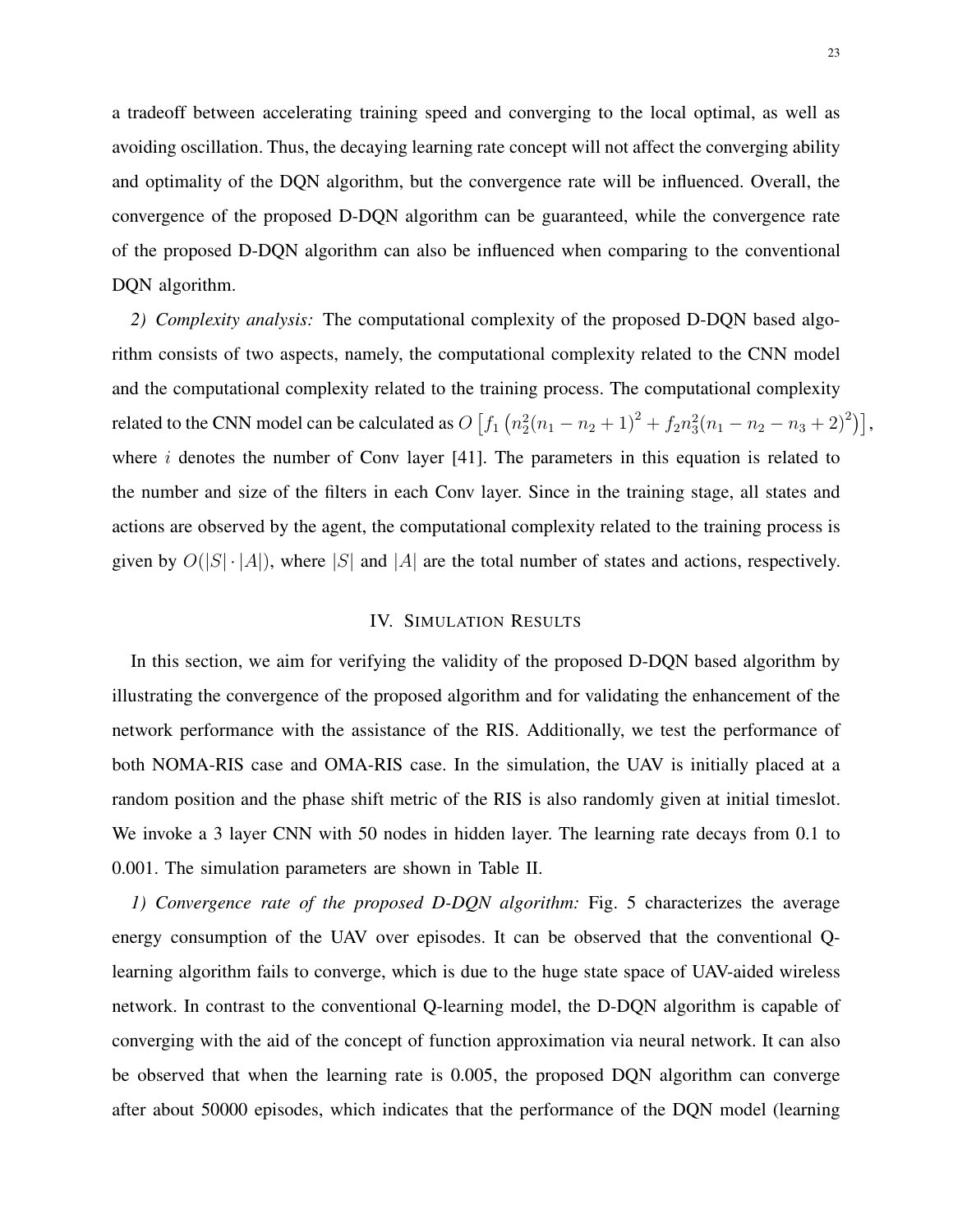a tradeoff between accelerating training speed and converging to the local optimal, as well as avoiding oscillation. Thus, the decaying learning rate concept will not affect the converging ability and optimality of the DQN algorithm, but the convergence rate will be influenced. Overall, the convergence of the proposed D-DQN algorithm can be guaranteed, while the convergence rate of the proposed D-DQN algorithm can also be influenced when comparing to the conventional DQN algorithm.

*2) Complexity analysis:* The computational complexity of the proposed D-DQN based algorithm consists of two aspects, namely, the computational complexity related to the CNN model and the computational complexity related to the training process. The computational complexity related to the CNN model can be calculated as $O\left[f_1\left(n_2^2(n_1-n_2+1)^2+f_2n_3^2(n_1-n_2-n_3+2)^2\right)\right]$, where $i$ denotes the number of Conv layer [41]. The parameters in this equation is related to the number and size of the filters in each Conv layer. Since in the training stage, all states and actions are observed by the agent, the computational complexity related to the training process is given by $O(|S|\cdot|A|)$, where $|S|$ and $|A|$ are the total number of states and actions, respectively.

## IV. Simulation Results

In this section, we aim for verifying the validity of the proposed D-DQN based algorithm by illustrating the convergence of the proposed algorithm and for validating the enhancement of the network performance with the assistance of the RIS. Additionally, we test the performance of both NOMA-RIS case and OMA-RIS case. In the simulation, the UAV is initially placed at a random position and the phase shift metric of the RIS is also randomly given at initial timeslot. We invoke a 3 layer CNN with 50 nodes in hidden layer. The learning rate decays from 0.1 to 0.001. The simulation parameters are shown in Table II.

*1) Convergence rate of the proposed D-DQN algorithm:* Fig. 5 characterizes the average energy consumption of the UAV over episodes. It can be observed that the conventional Q-learning algorithm fails to converge, which is due to the huge state space of UAV-aided wireless network. In contrast to the conventional Q-learning model, the D-DQN algorithm is capable of converging with the aid of the concept of function approximation via neural network. It can also be observed that when the learning rate is 0.005, the proposed DQN algorithm can converge after about 50000 episodes, which indicates that the performance of the DQN model (learning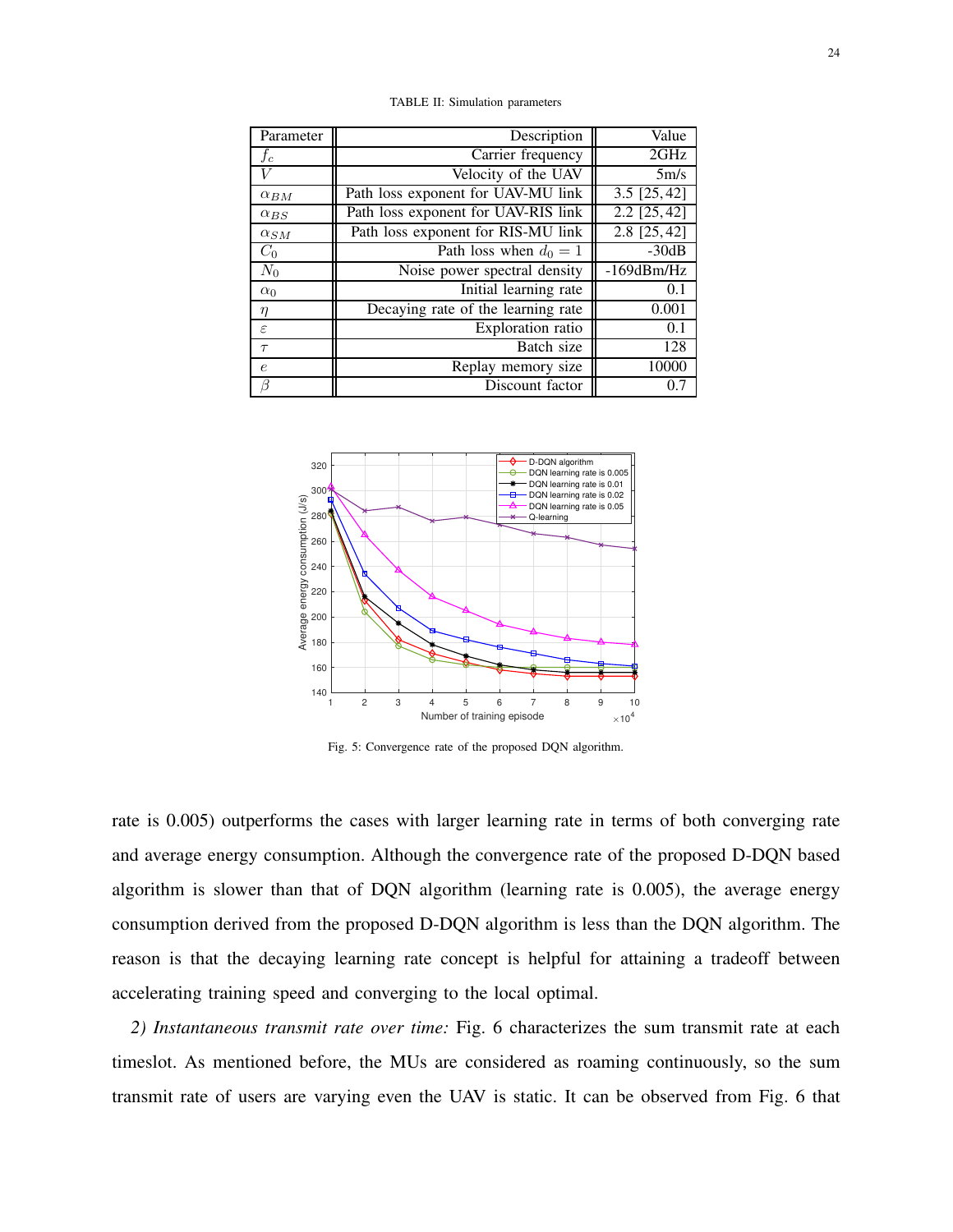TABLE II: Simulation parameters

| Parameter | Description | Value |
|---|---|---|
| $f_c$ | Carrier frequency | 2GHz |
| $V$ | Velocity of the UAV | 5m/s |
| $\alpha_{BM}$ | Path loss exponent for UAV-MU link | 3.5 [25, 42] |
| $\alpha_{BS}$ | Path loss exponent for UAV-RIS link | 2.2 [25, 42] |
| $\alpha_{SM}$ | Path loss exponent for RIS-MU link | 2.8 [25, 42] |
| $C_0$ | Path loss when $d_0 = 1$ | -30dB |
| $N_0$ | Noise power spectral density | -169dBm/Hz |
| $\alpha_0$ | Initial learning rate | 0.1 |
| $\eta$ | Decaying rate of the learning rate | 0.001 |
| $\varepsilon$ | Exploration ratio | 0.1 |
| $\tau$ | Batch size | 128 |
| $e$ | Replay memory size | 10000 |
| $\beta$ | Discount factor | 0.7 |

Fig. 5: Convergence rate of the proposed DQN algorithm.

rate is 0.005) outperforms the cases with larger learning rate in terms of both converging rate and average energy consumption. Although the convergence rate of the proposed D-DQN based algorithm is slower than that of DQN algorithm (learning rate is 0.005), the average energy consumption derived from the proposed D-DQN algorithm is less than the DQN algorithm. The reason is that the decaying learning rate concept is helpful for attaining a tradeoff between accelerating training speed and converging to the local optimal.

*2) Instantaneous transmit rate over time:* Fig. 6 characterizes the sum transmit rate at each timeslot. As mentioned before, the MUs are considered as roaming continuously, so the sum transmit rate of users are varying even the UAV is static. It can be observed from Fig. 6 that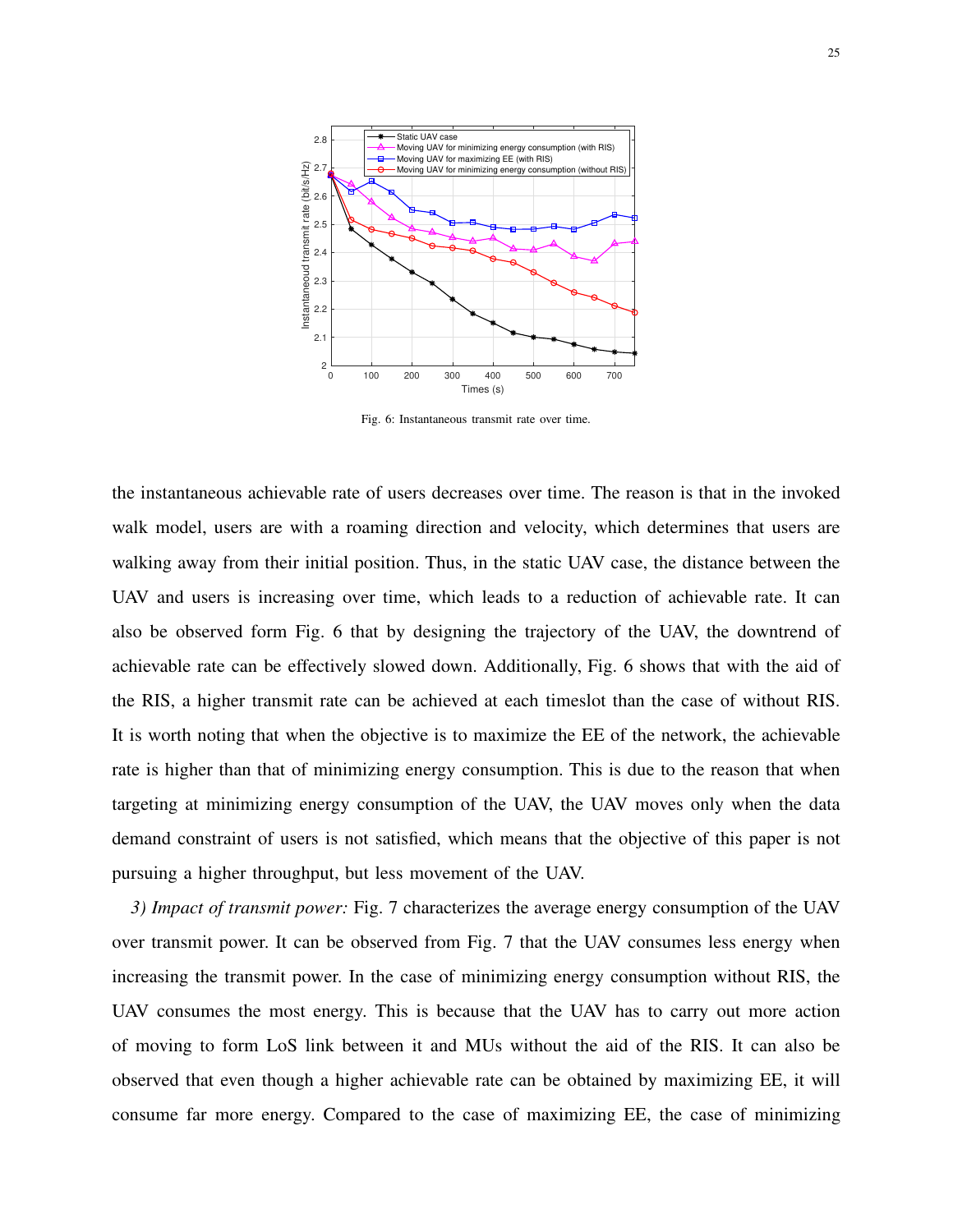Fig. 6: Instantaneous transmit rate over time.

the instantaneous achievable rate of users decreases over time. The reason is that in the invoked walk model, users are with a roaming direction and velocity, which determines that users are walking away from their initial position. Thus, in the static UAV case, the distance between the UAV and users is increasing over time, which leads to a reduction of achievable rate. It can also be observed form Fig. 6 that by designing the trajectory of the UAV, the downtrend of achievable rate can be effectively slowed down. Additionally, Fig. 6 shows that with the aid of the RIS, a higher transmit rate can be achieved at each timeslot than the case of without RIS. It is worth noting that when the objective is to maximize the EE of the network, the achievable rate is higher than that of minimizing energy consumption. This is due to the reason that when targeting at minimizing energy consumption of the UAV, the UAV moves only when the data demand constraint of users is not satisfied, which means that the objective of this paper is not pursuing a higher throughput, but less movement of the UAV.

*3) Impact of transmit power:* Fig. 7 characterizes the average energy consumption of the UAV over transmit power. It can be observed from Fig. 7 that the UAV consumes less energy when increasing the transmit power. In the case of minimizing energy consumption without RIS, the UAV consumes the most energy. This is because that the UAV has to carry out more action of moving to form LoS link between it and MUs without the aid of the RIS. It can also be observed that even though a higher achievable rate can be obtained by maximizing EE, it will consume far more energy. Compared to the case of maximizing EE, the case of minimizing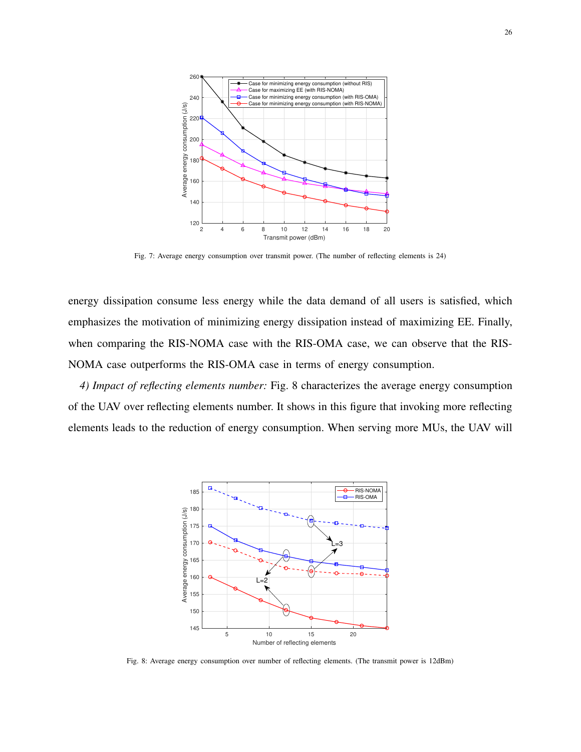Fig. 7: Average energy consumption over transmit power. (The number of reflecting elements is 24)

energy dissipation consume less energy while the data demand of all users is satisfied, which emphasizes the motivation of minimizing energy dissipation instead of maximizing EE. Finally, when comparing the RIS-NOMA case with the RIS-OMA case, we can observe that the RIS-NOMA case outperforms the RIS-OMA case in terms of energy consumption.

*4) Impact of reflecting elements number:* Fig. 8 characterizes the average energy consumption of the UAV over reflecting elements number. It shows in this figure that invoking more reflecting elements leads to the reduction of energy consumption. When serving more MUs, the UAV will

Fig. 8: Average energy consumption over number of reflecting elements. (The transmit power is 12dBm)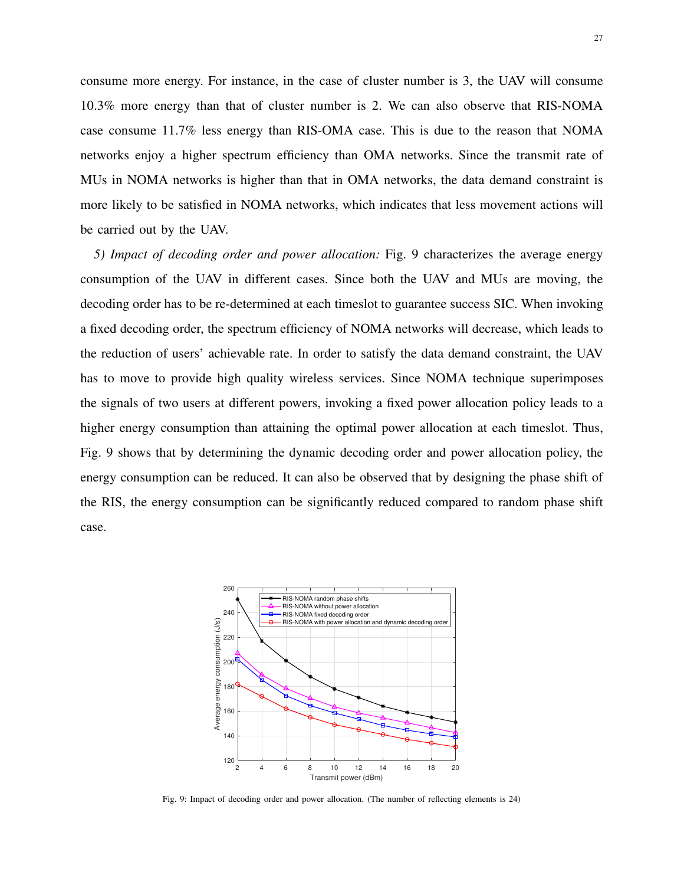consume more energy. For instance, in the case of cluster number is 3, the UAV will consume 10.3% more energy than that of cluster number is 2. We can also observe that RIS-NOMA case consume 11.7% less energy than RIS-OMA case. This is due to the reason that NOMA networks enjoy a higher spectrum efficiency than OMA networks. Since the transmit rate of MUs in NOMA networks is higher than that in OMA networks, the data demand constraint is more likely to be satisfied in NOMA networks, which indicates that less movement actions will be carried out by the UAV.

*5) Impact of decoding order and power allocation:* Fig. 9 characterizes the average energy consumption of the UAV in different cases. Since both the UAV and MUs are moving, the decoding order has to be re-determined at each timeslot to guarantee success SIC. When invoking a fixed decoding order, the spectrum efficiency of NOMA networks will decrease, which leads to the reduction of users' achievable rate. In order to satisfy the data demand constraint, the UAV has to move to provide high quality wireless services. Since NOMA technique superimposes the signals of two users at different powers, invoking a fixed power allocation policy leads to a higher energy consumption than attaining the optimal power allocation at each timeslot. Thus, Fig. 9 shows that by determining the dynamic decoding order and power allocation policy, the energy consumption can be reduced. It can also be observed that by designing the phase shift of the RIS, the energy consumption can be significantly reduced compared to random phase shift case.

Fig. 9: Impact of decoding order and power allocation. (The number of reflecting elements is 24)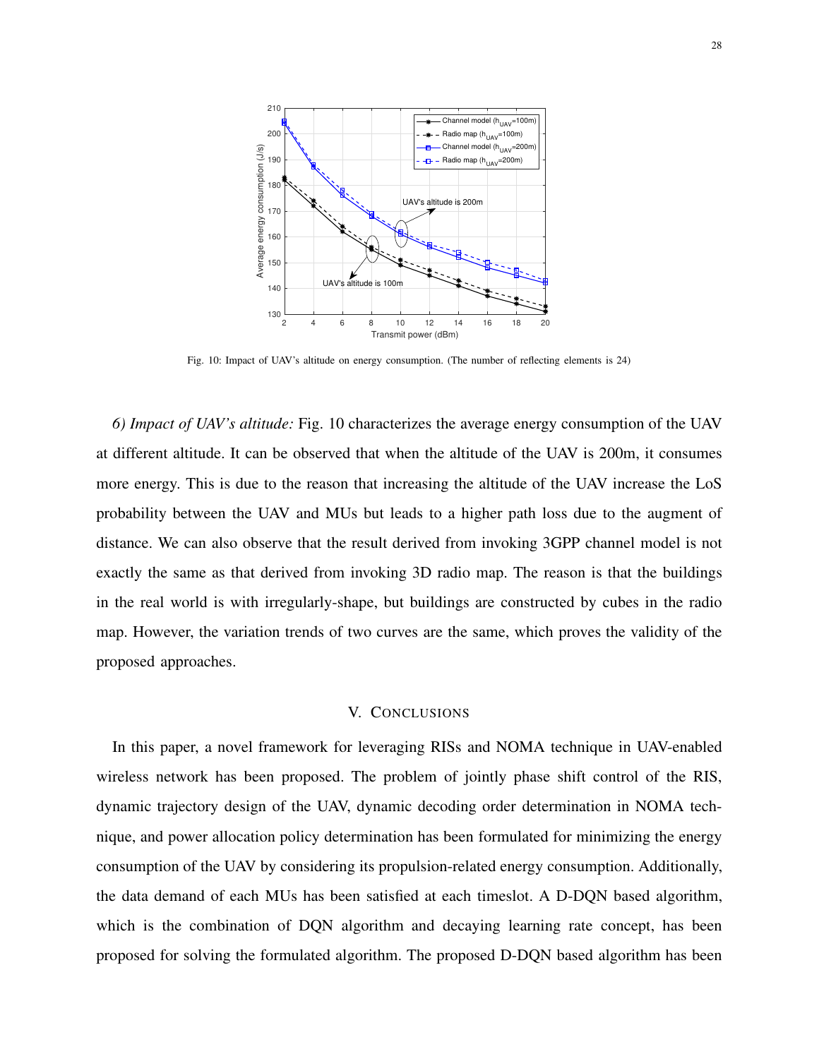Fig. 10: Impact of UAV's altitude on energy consumption. (The number of reflecting elements is 24)

*6) Impact of UAV's altitude:* Fig. 10 characterizes the average energy consumption of the UAV at different altitude. It can be observed that when the altitude of the UAV is 200m, it consumes more energy. This is due to the reason that increasing the altitude of the UAV increase the LoS probability between the UAV and MUs but leads to a higher path loss due to the augment of distance. We can also observe that the result derived from invoking 3GPP channel model is not exactly the same as that derived from invoking 3D radio map. The reason is that the buildings in the real world is with irregularly-shape, but buildings are constructed by cubes in the radio map. However, the variation trends of two curves are the same, which proves the validity of the proposed approaches.

## V. Conclusions

In this paper, a novel framework for leveraging RISs and NOMA technique in UAV-enabled wireless network has been proposed. The problem of jointly phase shift control of the RIS, dynamic trajectory design of the UAV, dynamic decoding order determination in NOMA technique, and power allocation policy determination has been formulated for minimizing the energy consumption of the UAV by considering its propulsion-related energy consumption. Additionally, the data demand of each MUs has been satisfied at each timeslot. A D-DQN based algorithm, which is the combination of DQN algorithm and decaying learning rate concept, has been proposed for solving the formulated algorithm. The proposed D-DQN based algorithm has been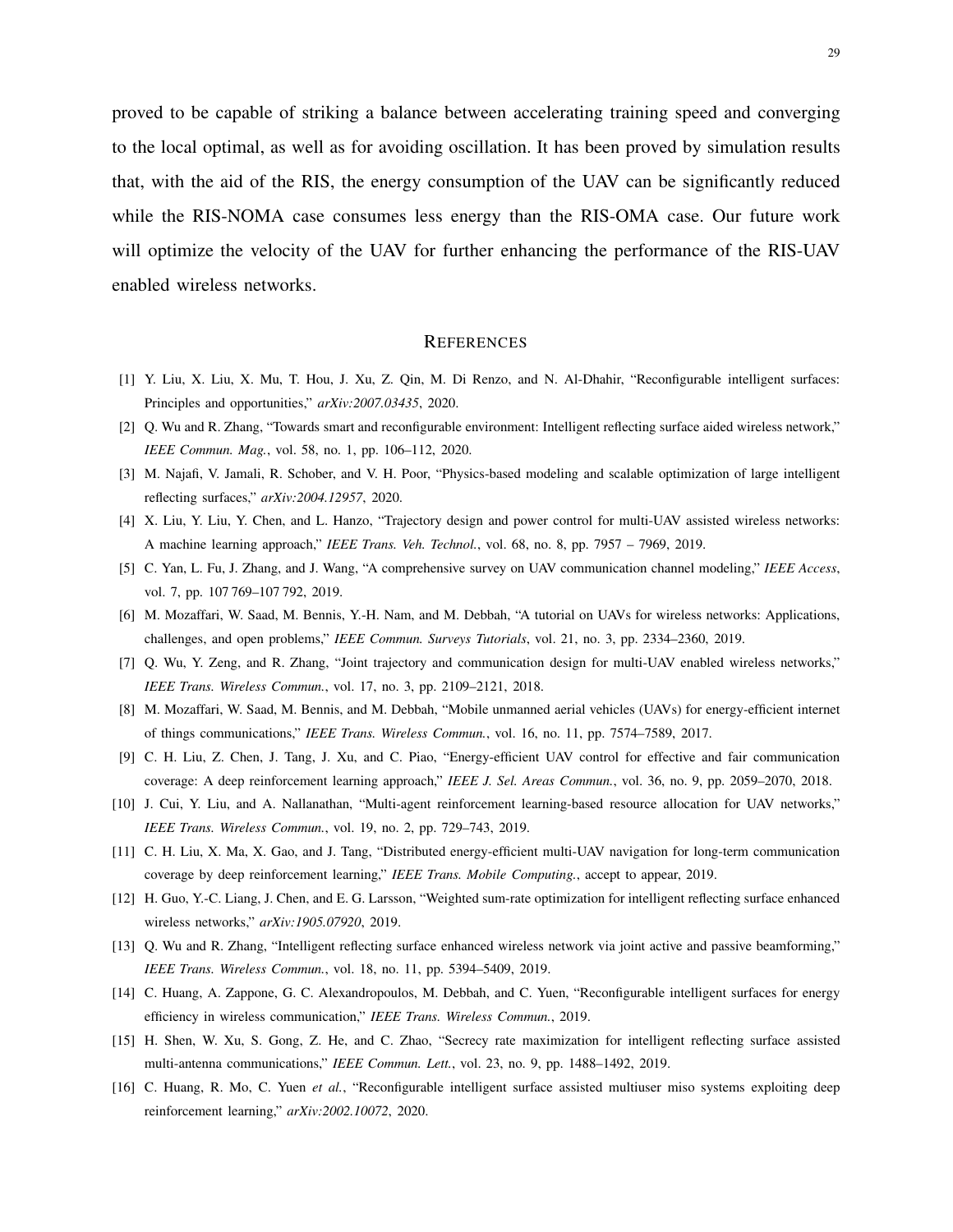proved to be capable of striking a balance between accelerating training speed and converging to the local optimal, as well as for avoiding oscillation. It has been proved by simulation results that, with the aid of the RIS, the energy consumption of the UAV can be significantly reduced while the RIS-NOMA case consumes less energy than the RIS-OMA case. Our future work will optimize the velocity of the UAV for further enhancing the performance of the RIS-UAV enabled wireless networks.

## References

[1] Y. Liu, X. Liu, X. Mu, T. Hou, J. Xu, Z. Qin, M. Di Renzo, and N. Al-Dhahir, "Reconfigurable intelligent surfaces: Principles and opportunities," *arXiv:2007.03435*, 2020.

[2] Q. Wu and R. Zhang, "Towards smart and reconfigurable environment: Intelligent reflecting surface aided wireless network," *IEEE Commun. Mag.*, vol. 58, no. 1, pp. 106–112, 2020.

[3] M. Najafi, V. Jamali, R. Schober, and V. H. Poor, "Physics-based modeling and scalable optimization of large intelligent reflecting surfaces," *arXiv:2004.12957*, 2020.

[4] X. Liu, Y. Liu, Y. Chen, and L. Hanzo, "Trajectory design and power control for multi-UAV assisted wireless networks: A machine learning approach," *IEEE Trans. Veh. Technol.*, vol. 68, no. 8, pp. 7957 – 7969, 2019.

[5] C. Yan, L. Fu, J. Zhang, and J. Wang, "A comprehensive survey on UAV communication channel modeling," *IEEE Access*, vol. 7, pp. 107 769–107 792, 2019.

[6] M. Mozaffari, W. Saad, M. Bennis, Y.-H. Nam, and M. Debbah, "A tutorial on UAVs for wireless networks: Applications, challenges, and open problems," *IEEE Commun. Surveys Tutorials*, vol. 21, no. 3, pp. 2334–2360, 2019.

[7] Q. Wu, Y. Zeng, and R. Zhang, "Joint trajectory and communication design for multi-UAV enabled wireless networks," *IEEE Trans. Wireless Commun.*, vol. 17, no. 3, pp. 2109–2121, 2018.

[8] M. Mozaffari, W. Saad, M. Bennis, and M. Debbah, "Mobile unmanned aerial vehicles (UAVs) for energy-efficient internet of things communications," *IEEE Trans. Wireless Commun.*, vol. 16, no. 11, pp. 7574–7589, 2017.

[9] C. H. Liu, Z. Chen, J. Tang, J. Xu, and C. Piao, "Energy-efficient UAV control for effective and fair communication coverage: A deep reinforcement learning approach," *IEEE J. Sel. Areas Commun.*, vol. 36, no. 9, pp. 2059–2070, 2018.

[10] J. Cui, Y. Liu, and A. Nallanathan, "Multi-agent reinforcement learning-based resource allocation for UAV networks," *IEEE Trans. Wireless Commun.*, vol. 19, no. 2, pp. 729–743, 2019.

[11] C. H. Liu, X. Ma, X. Gao, and J. Tang, "Distributed energy-efficient multi-UAV navigation for long-term communication coverage by deep reinforcement learning," *IEEE Trans. Mobile Computing.*, accept to appear, 2019.

[12] H. Guo, Y.-C. Liang, J. Chen, and E. G. Larsson, "Weighted sum-rate optimization for intelligent reflecting surface enhanced wireless networks," *arXiv:1905.07920*, 2019.

[13] Q. Wu and R. Zhang, "Intelligent reflecting surface enhanced wireless network via joint active and passive beamforming," *IEEE Trans. Wireless Commun.*, vol. 18, no. 11, pp. 5394–5409, 2019.

[14] C. Huang, A. Zappone, G. C. Alexandropoulos, M. Debbah, and C. Yuen, "Reconfigurable intelligent surfaces for energy efficiency in wireless communication," *IEEE Trans. Wireless Commun.*, 2019.

[15] H. Shen, W. Xu, S. Gong, Z. He, and C. Zhao, "Secrecy rate maximization for intelligent reflecting surface assisted multi-antenna communications," *IEEE Commun. Lett.*, vol. 23, no. 9, pp. 1488–1492, 2019.

[16] C. Huang, R. Mo, C. Yuen *et al.*, "Reconfigurable intelligent surface assisted multiuser miso systems exploiting deep reinforcement learning," *arXiv:2002.10072*, 2020.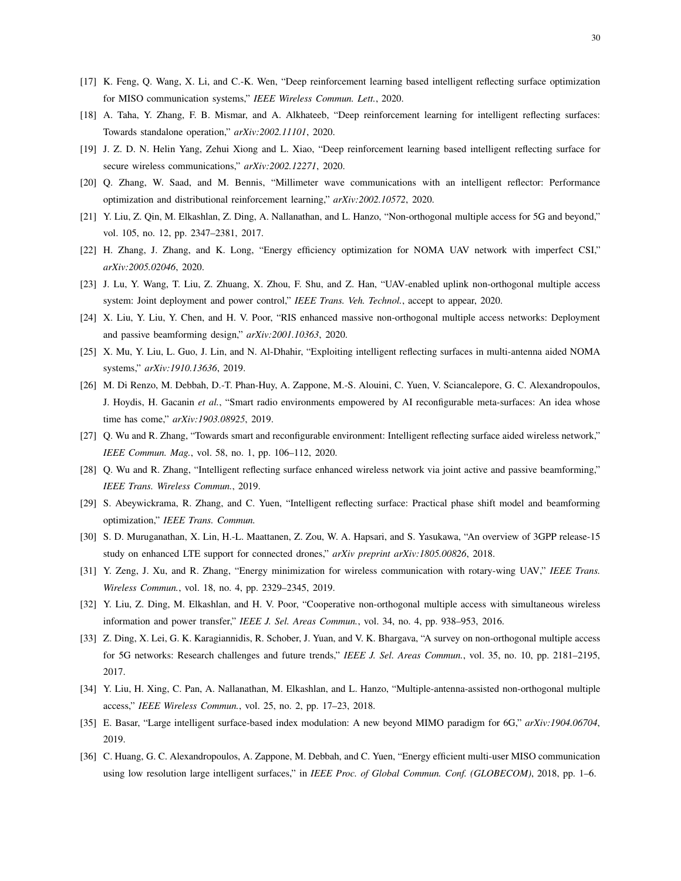[17] K. Feng, Q. Wang, X. Li, and C.-K. Wen, "Deep reinforcement learning based intelligent reflecting surface optimization for MISO communication systems," *IEEE Wireless Commun. Lett.*, 2020.

[18] A. Taha, Y. Zhang, F. B. Mismar, and A. Alkhateeb, "Deep reinforcement learning for intelligent reflecting surfaces: Towards standalone operation," *arXiv:2002.11101*, 2020.

[19] J. Z. D. N. Helin Yang, Zehui Xiong and L. Xiao, "Deep reinforcement learning based intelligent reflecting surface for secure wireless communications," *arXiv:2002.12271*, 2020.

[20] Q. Zhang, W. Saad, and M. Bennis, "Millimeter wave communications with an intelligent reflector: Performance optimization and distributional reinforcement learning," *arXiv:2002.10572*, 2020.

[21] Y. Liu, Z. Qin, M. Elkashlan, Z. Ding, A. Nallanathan, and L. Hanzo, "Non-orthogonal multiple access for 5G and beyond," vol. 105, no. 12, pp. 2347–2381, 2017.

[22] H. Zhang, J. Zhang, and K. Long, "Energy efficiency optimization for NOMA UAV network with imperfect CSI," *arXiv:2005.02046*, 2020.

[23] J. Lu, Y. Wang, T. Liu, Z. Zhuang, X. Zhou, F. Shu, and Z. Han, "UAV-enabled uplink non-orthogonal multiple access system: Joint deployment and power control," *IEEE Trans. Veh. Technol.*, accept to appear, 2020.

[24] X. Liu, Y. Liu, Y. Chen, and H. V. Poor, "RIS enhanced massive non-orthogonal multiple access networks: Deployment and passive beamforming design," *arXiv:2001.10363*, 2020.

[25] X. Mu, Y. Liu, L. Guo, J. Lin, and N. Al-Dhahir, "Exploiting intelligent reflecting surfaces in multi-antenna aided NOMA systems," *arXiv:1910.13636*, 2019.

[26] M. Di Renzo, M. Debbah, D.-T. Phan-Huy, A. Zappone, M.-S. Alouini, C. Yuen, V. Sciancalepore, G. C. Alexandropoulos, J. Hoydis, H. Gacanin *et al.*, "Smart radio environments empowered by AI reconfigurable meta-surfaces: An idea whose time has come," *arXiv:1903.08925*, 2019.

[27] Q. Wu and R. Zhang, "Towards smart and reconfigurable environment: Intelligent reflecting surface aided wireless network," *IEEE Commun. Mag.*, vol. 58, no. 1, pp. 106–112, 2020.

[28] Q. Wu and R. Zhang, "Intelligent reflecting surface enhanced wireless network via joint active and passive beamforming," *IEEE Trans. Wireless Commun.*, 2019.

[29] S. Abeywickrama, R. Zhang, and C. Yuen, "Intelligent reflecting surface: Practical phase shift model and beamforming optimization," *IEEE Trans. Commun.*

[30] S. D. Muruganathan, X. Lin, H.-L. Maattanen, Z. Zou, W. A. Hapsari, and S. Yasukawa, "An overview of 3GPP release-15 study on enhanced LTE support for connected drones," *arXiv preprint arXiv:1805.00826*, 2018.

[31] Y. Zeng, J. Xu, and R. Zhang, "Energy minimization for wireless communication with rotary-wing UAV," *IEEE Trans. Wireless Commun.*, vol. 18, no. 4, pp. 2329–2345, 2019.

[32] Y. Liu, Z. Ding, M. Elkashlan, and H. V. Poor, "Cooperative non-orthogonal multiple access with simultaneous wireless information and power transfer," *IEEE J. Sel. Areas Commun.*, vol. 34, no. 4, pp. 938–953, 2016.

[33] Z. Ding, X. Lei, G. K. Karagiannidis, R. Schober, J. Yuan, and V. K. Bhargava, "A survey on non-orthogonal multiple access for 5G networks: Research challenges and future trends," *IEEE J. Sel. Areas Commun.*, vol. 35, no. 10, pp. 2181–2195, 2017.

[34] Y. Liu, H. Xing, C. Pan, A. Nallanathan, M. Elkashlan, and L. Hanzo, "Multiple-antenna-assisted non-orthogonal multiple access," *IEEE Wireless Commun.*, vol. 25, no. 2, pp. 17–23, 2018.

[35] E. Basar, "Large intelligent surface-based index modulation: A new beyond MIMO paradigm for 6G," *arXiv:1904.06704*, 2019.

[36] C. Huang, G. C. Alexandropoulos, A. Zappone, M. Debbah, and C. Yuen, "Energy efficient multi-user MISO communication using low resolution large intelligent surfaces," in *IEEE Proc. of Global Commun. Conf. (GLOBECOM)*, 2018, pp. 1–6.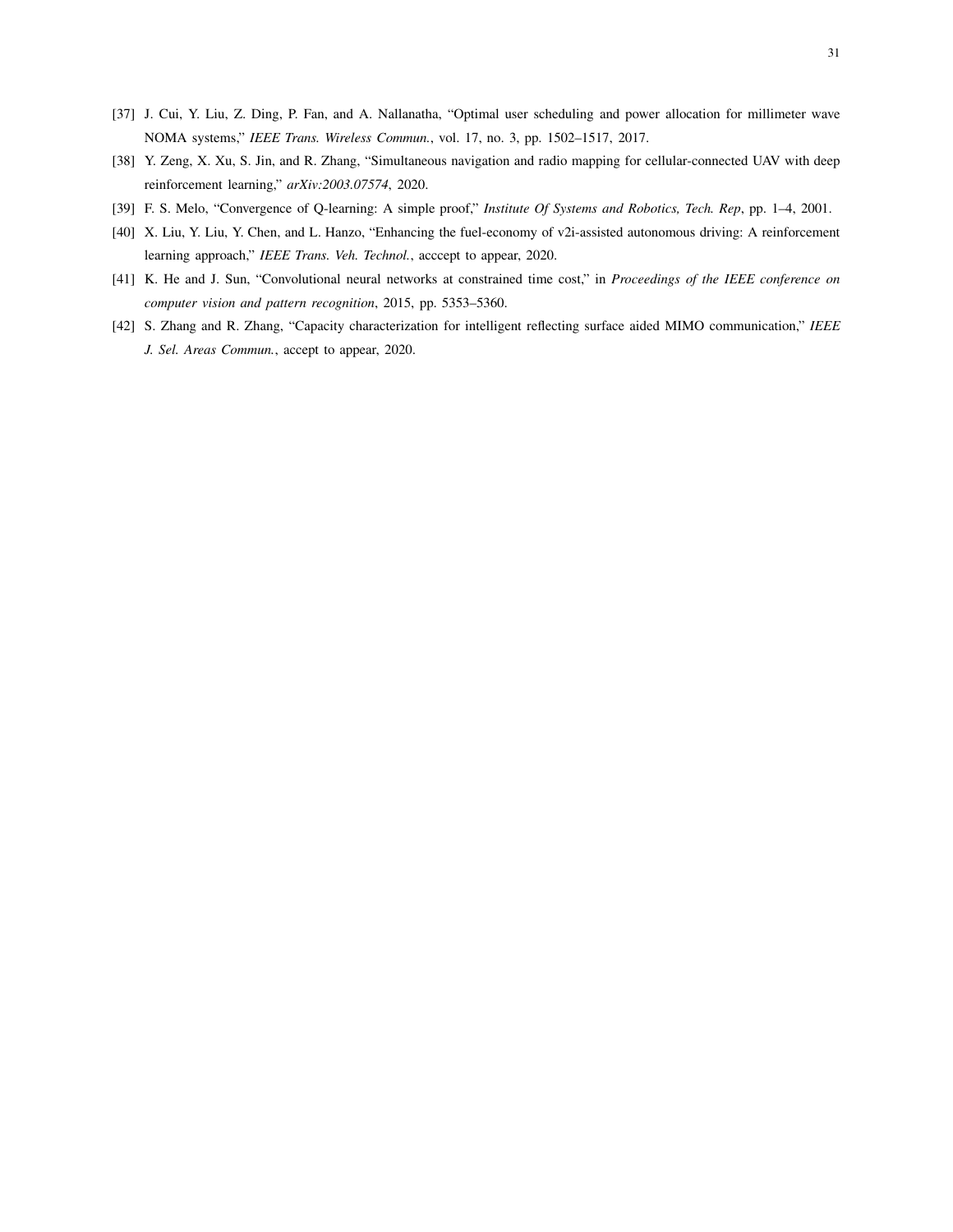[37] J. Cui, Y. Liu, Z. Ding, P. Fan, and A. Nallanatha, "Optimal user scheduling and power allocation for millimeter wave NOMA systems," *IEEE Trans. Wireless Commun.*, vol. 17, no. 3, pp. 1502–1517, 2017.

[38] Y. Zeng, X. Xu, S. Jin, and R. Zhang, "Simultaneous navigation and radio mapping for cellular-connected UAV with deep reinforcement learning," *arXiv:2003.07574*, 2020.

[39] F. S. Melo, "Convergence of Q-learning: A simple proof," *Institute Of Systems and Robotics, Tech. Rep*, pp. 1–4, 2001.

[40] X. Liu, Y. Liu, Y. Chen, and L. Hanzo, "Enhancing the fuel-economy of v2i-assisted autonomous driving: A reinforcement learning approach," *IEEE Trans. Veh. Technol.*, acccept to appear, 2020.

[41] K. He and J. Sun, "Convolutional neural networks at constrained time cost," in *Proceedings of the IEEE conference on computer vision and pattern recognition*, 2015, pp. 5353–5360.

[42] S. Zhang and R. Zhang, "Capacity characterization for intelligent reflecting surface aided MIMO communication," *IEEE J. Sel. Areas Commun.*, accept to appear, 2020.